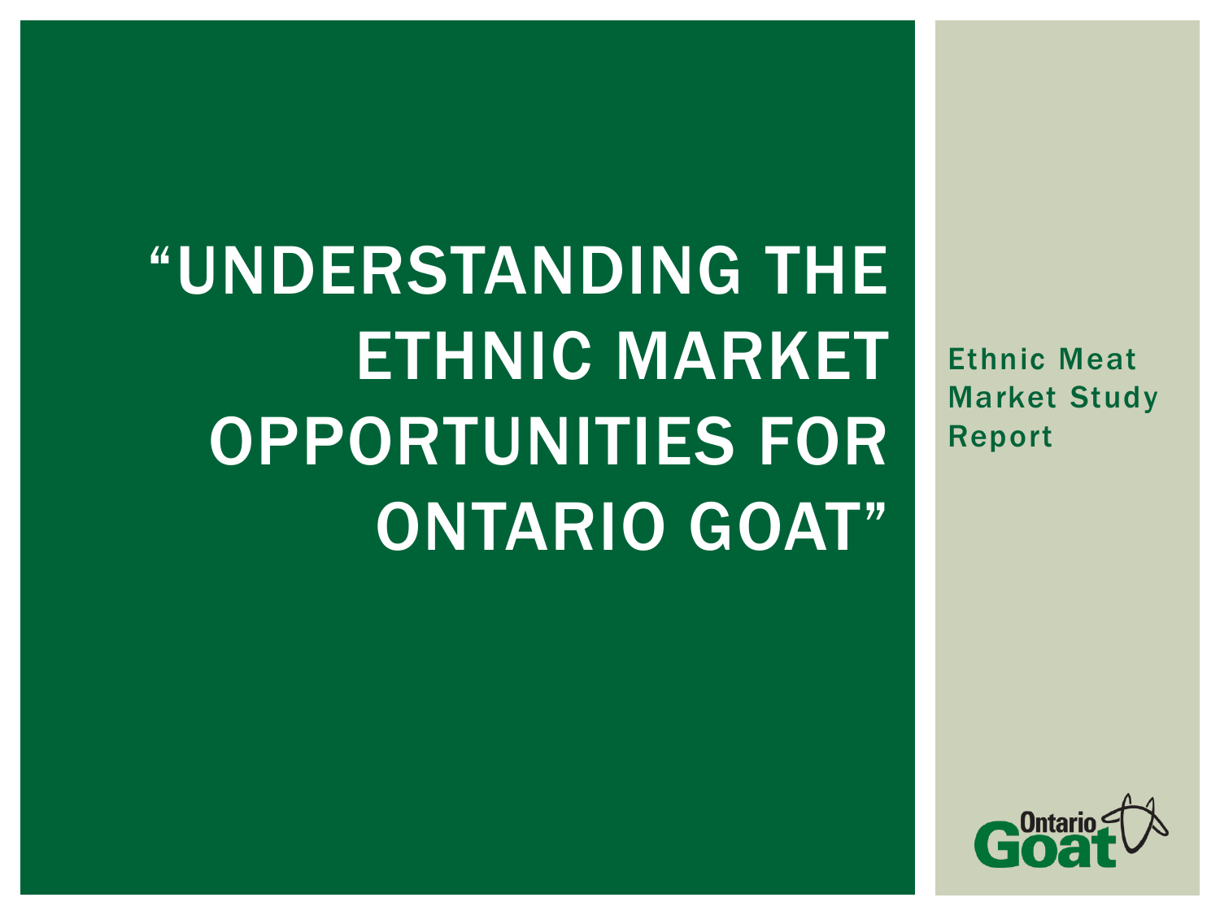# "UNDERSTANDING THE ETHNIC MARKET OPPORTUNITIES FOR ONTARIO GOAT"

Ethnic Meat Market Study Report

Ontario Goat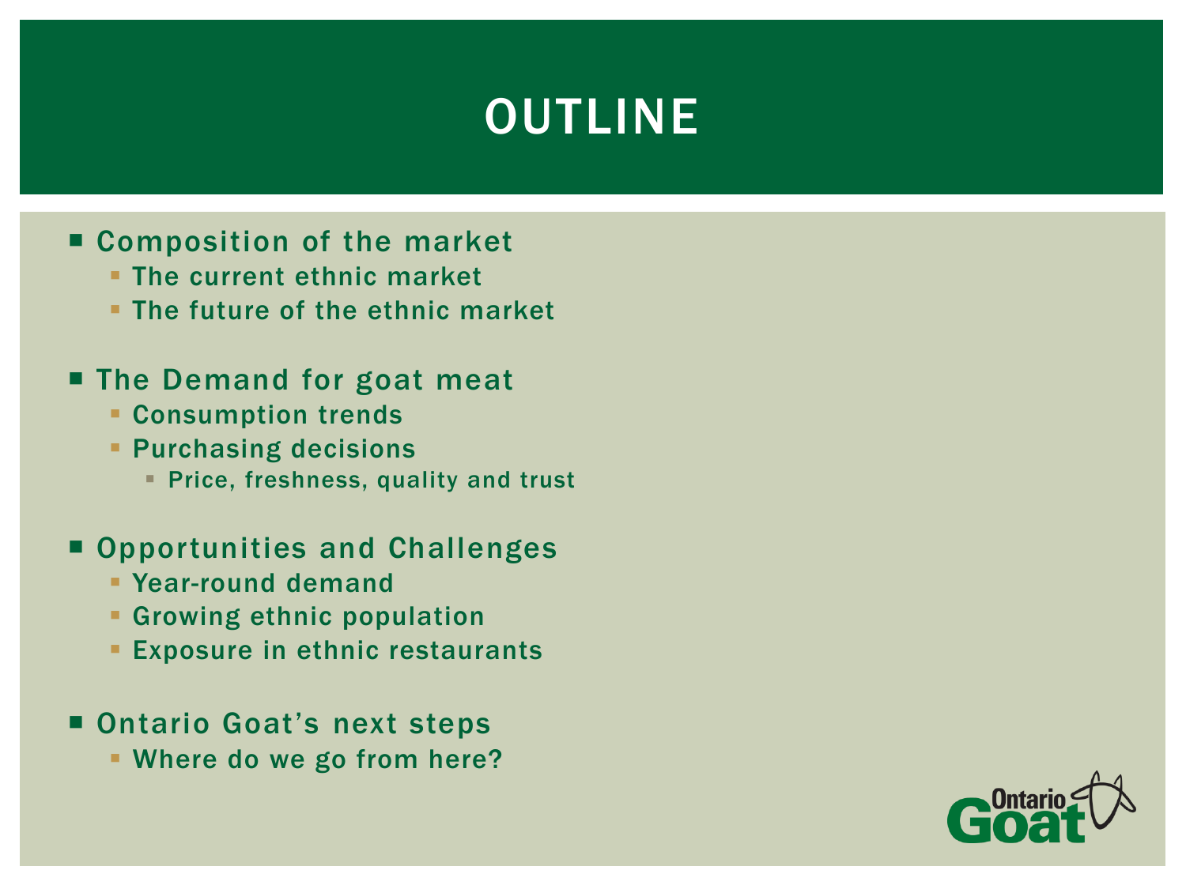# OUTLINE

- Composition of the market
  - The current ethnic market
  - The future of the ethnic market
- The Demand for goat meat
  - Consumption trends
  - Purchasing decisions
    - Price, freshness, quality and trust
- Opportunities and Challenges
  - Year-round demand
  - Growing ethnic population
  - Exposure in ethnic restaurants
- Ontario Goat's next steps
  - Where do we go from here?

Ontario Goat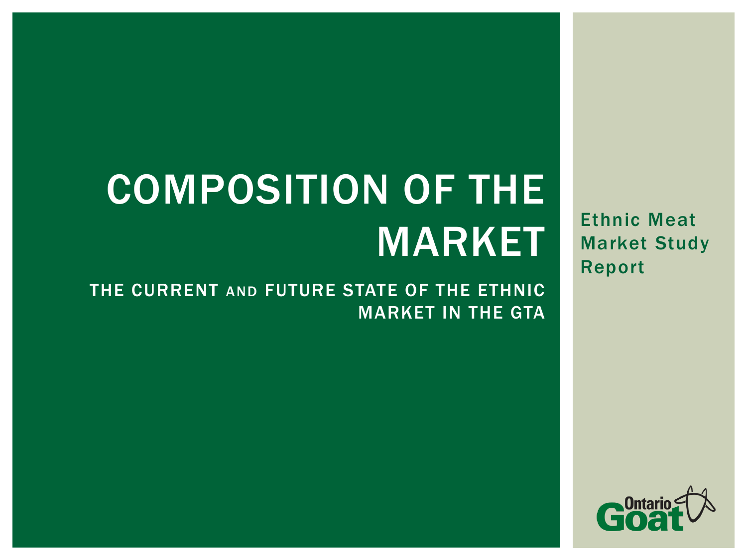# COMPOSITION OF THE MARKET

## THE CURRENT AND FUTURE STATE OF THE ETHNIC MARKET IN THE GTA

Ethnic Meat Market Study Report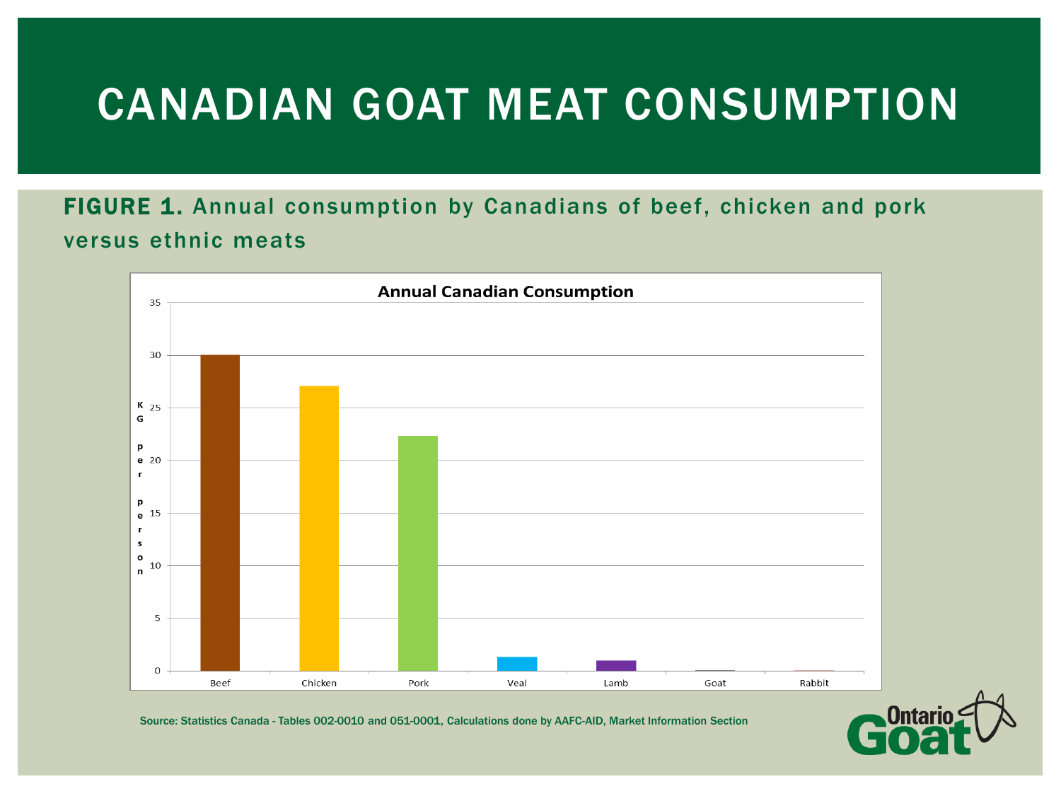# CANADIAN GOAT MEAT CONSUMPTION

**FIGURE 1.** Annual consumption by Canadians of beef, chicken and pork versus ethnic meats

Source: Statistics Canada - Tables 002-0010 and 051-0001, Calculations done by AAFC-AID, Market Information Section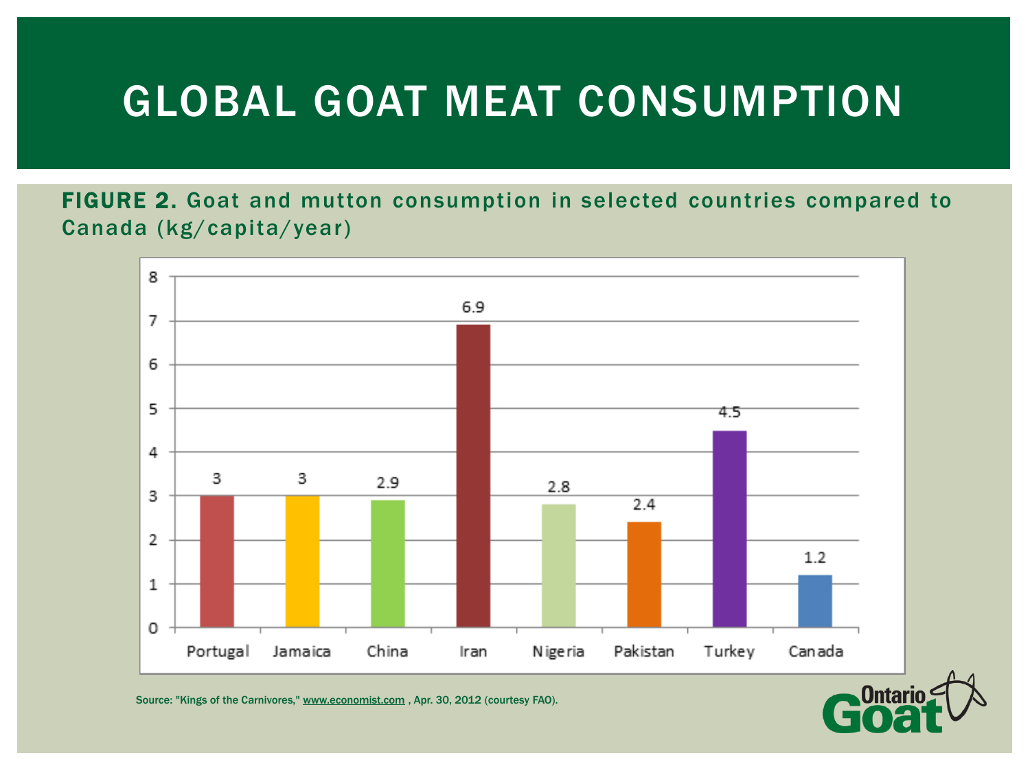# GLOBAL GOAT MEAT CONSUMPTION

**FIGURE 2.** Goat and mutton consumption in selected countries compared to Canada (kg/capita/year)

| Country | kg/capita/year |
|---|---|
| Portugal | 3 |
| Jamaica | 3 |
| China | 2.9 |
| Iran | 6.9 |
| Nigeria | 2.8 |
| Pakistan | 2.4 |
| Turkey | 4.5 |
| Canada | 1.2 |

Source: "Kings of the Carnivores," www.economist.com , Apr. 30, 2012 (courtesy FAO).

Ontario Goat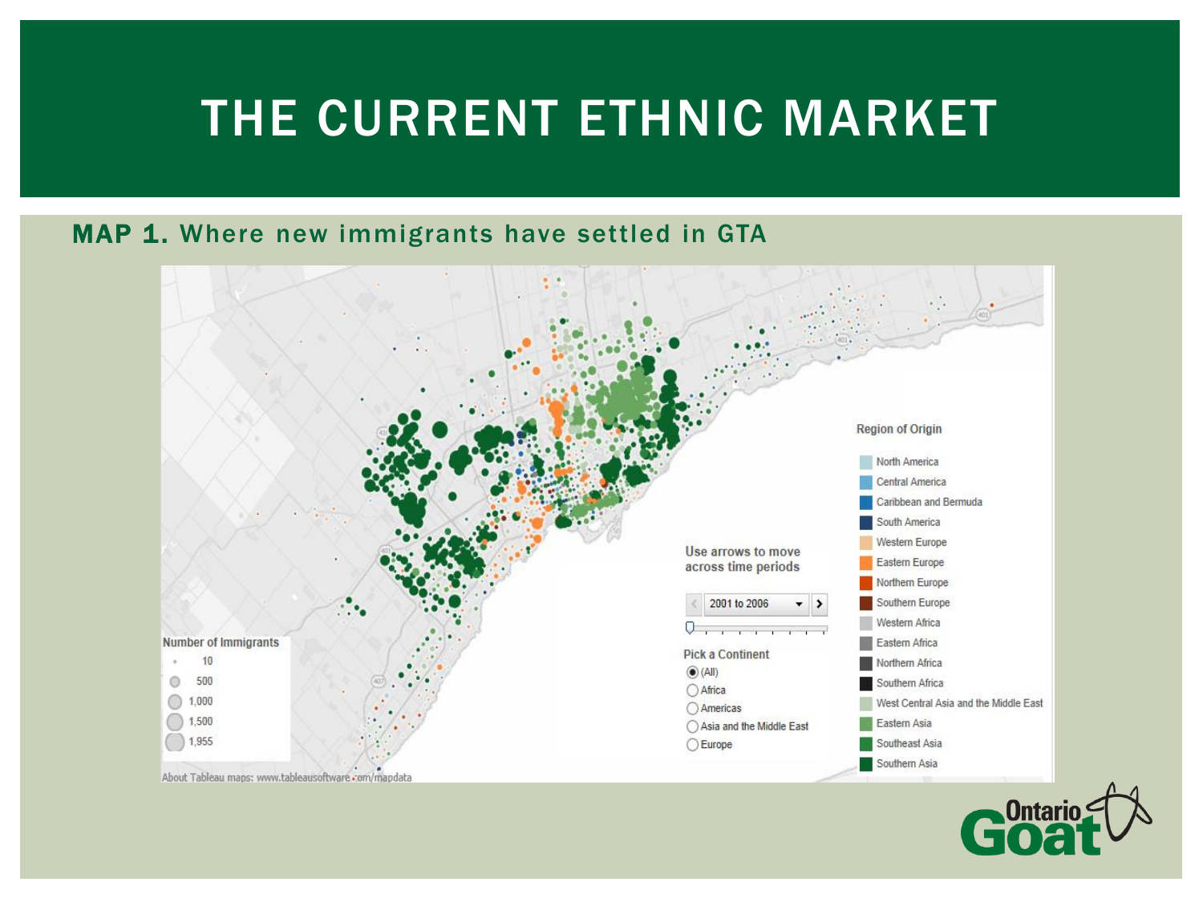# THE CURRENT ETHNIC MARKET

**MAP 1.** Where new immigrants have settled in GTA

Number of Immigrants

- 10
- 500
- 1,000
- 1,500
- 1,955

Use arrows to move across time periods

2001 to 2006

Pick a Continent

- (All)
- Africa
- Americas
- Asia and the Middle East
- Europe

Region of Origin

- North America
- Central America
- Caribbean and Bermuda
- South America
- Western Europe
- Eastern Europe
- Northern Europe
- Southern Europe
- Western Africa
- Eastern Africa
- Northern Africa
- Southern Africa
- West Central Asia and the Middle East
- Eastern Asia
- Southeast Asia
- Southern Asia

About Tableau maps: www.tableausoftware.com/mapdata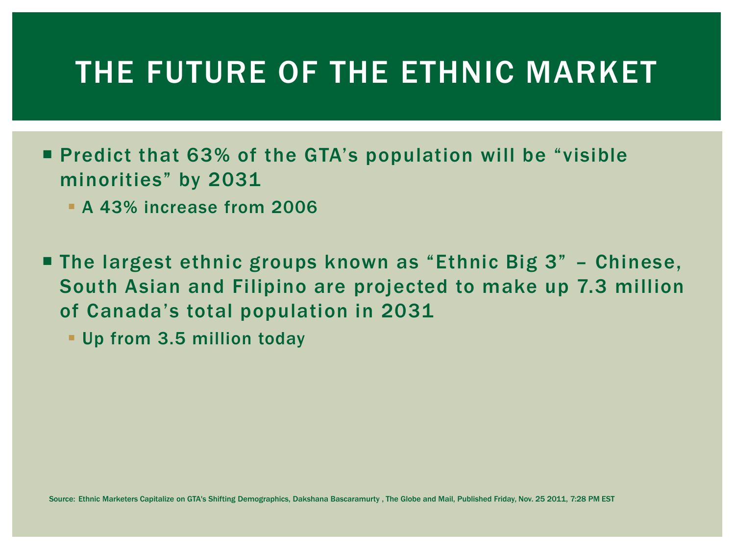# THE FUTURE OF THE ETHNIC MARKET

- Predict that 63% of the GTA's population will be "visible minorities" by 2031
  - A 43% increase from 2006

- The largest ethnic groups known as "Ethnic Big 3" – Chinese, South Asian and Filipino are projected to make up 7.3 million of Canada's total population in 2031
  - Up from 3.5 million today

Source: Ethnic Marketers Capitalize on GTA's Shifting Demographics, Dakshana Bascaramurty , The Globe and Mail, Published Friday, Nov. 25 2011, 7:28 PM EST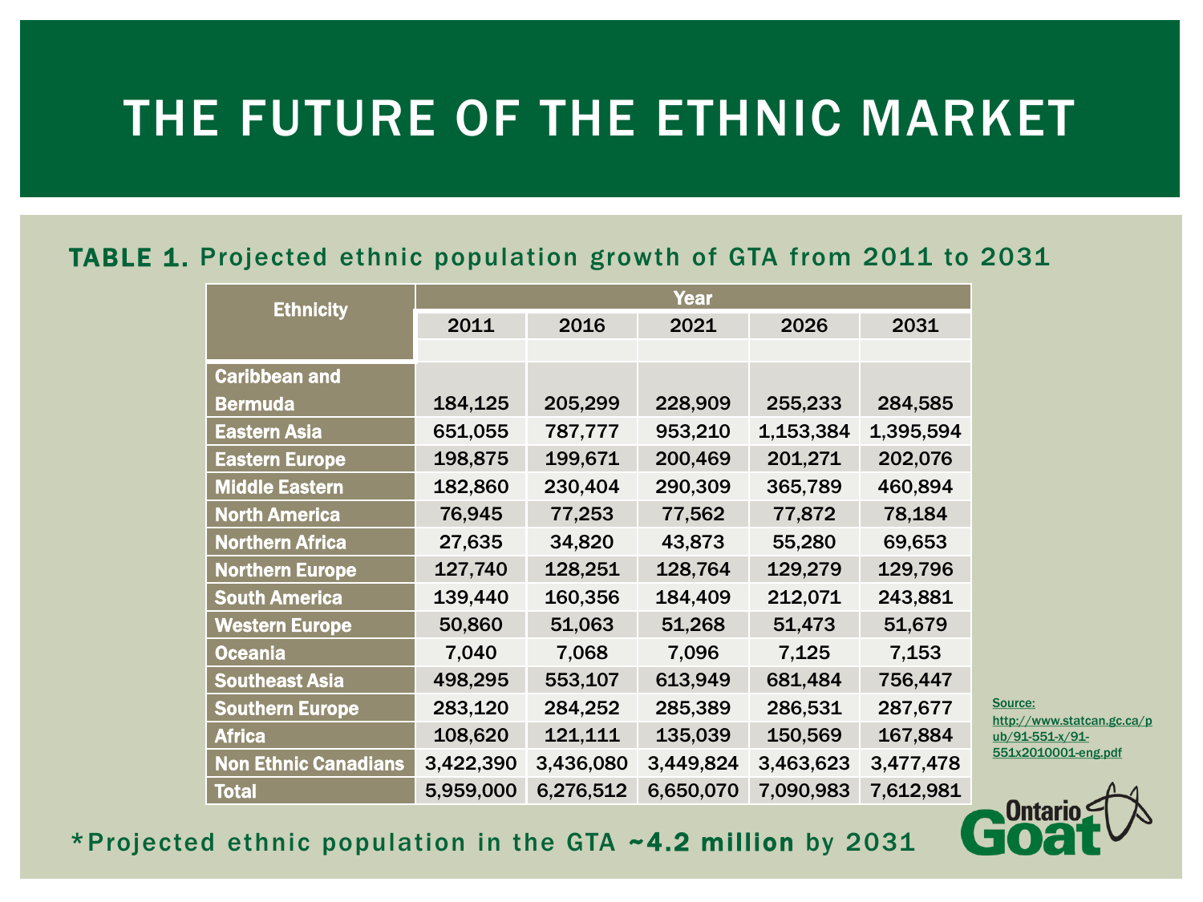# THE FUTURE OF THE ETHNIC MARKET

**TABLE 1.** Projected ethnic population growth of GTA from 2011 to 2031

| Ethnicity | Year | | | | |
|---|---|---|---|---|---|
| | 2011 | 2016 | 2021 | 2026 | 2031 |
| Caribbean and Bermuda | 184,125 | 205,299 | 228,909 | 255,233 | 284,585 |
| Eastern Asia | 651,055 | 787,777 | 953,210 | 1,153,384 | 1,395,594 |
| Eastern Europe | 198,875 | 199,671 | 200,469 | 201,271 | 202,076 |
| Middle Eastern | 182,860 | 230,404 | 290,309 | 365,789 | 460,894 |
| North America | 76,945 | 77,253 | 77,562 | 77,872 | 78,184 |
| Northern Africa | 27,635 | 34,820 | 43,873 | 55,280 | 69,653 |
| Northern Europe | 127,740 | 128,251 | 128,764 | 129,279 | 129,796 |
| South America | 139,440 | 160,356 | 184,409 | 212,071 | 243,881 |
| Western Europe | 50,860 | 51,063 | 51,268 | 51,473 | 51,679 |
| Oceania | 7,040 | 7,068 | 7,096 | 7,125 | 7,153 |
| Southeast Asia | 498,295 | 553,107 | 613,949 | 681,484 | 756,447 |
| Southern Europe | 283,120 | 284,252 | 285,389 | 286,531 | 287,677 |
| Africa | 108,620 | 121,111 | 135,039 | 150,569 | 167,884 |
| Non Ethnic Canadians | 3,422,390 | 3,436,080 | 3,449,824 | 3,463,623 | 3,477,478 |
| Total | 5,959,000 | 6,276,512 | 6,650,070 | 7,090,983 | 7,612,981 |

Source: http://www.statcan.gc.ca/pub/91-551-x/91-551x2010001-eng.pdf

*Projected ethnic population in the GTA **~4.2 million** by 2031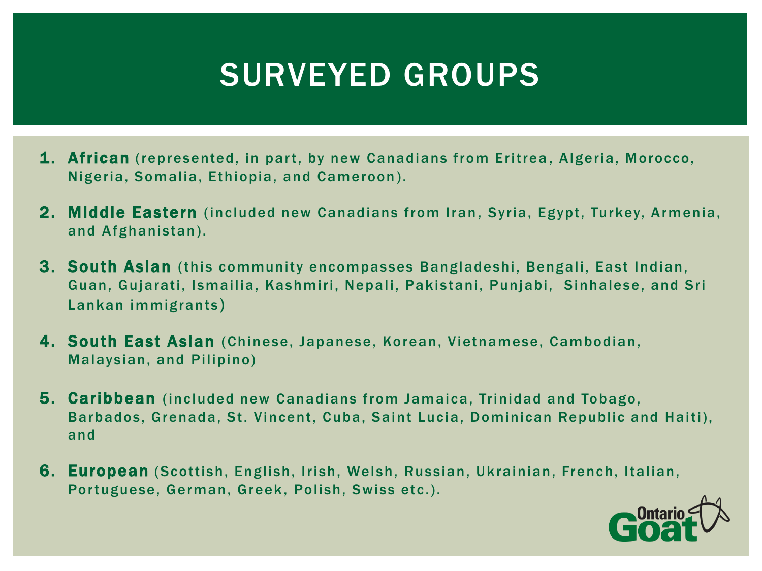# SURVEYED GROUPS

1. **African** (represented, in part, by new Canadians from Eritrea, Algeria, Morocco, Nigeria, Somalia, Ethiopia, and Cameroon).
2. **Middle Eastern** (included new Canadians from Iran, Syria, Egypt, Turkey, Armenia, and Afghanistan).
3. **South Asian** (this community encompasses Bangladeshi, Bengali, East Indian, Guan, Gujarati, Ismailia, Kashmiri, Nepali, Pakistani, Punjabi,  Sinhalese, and Sri Lankan immigrants)
4. **South East Asian** (Chinese, Japanese, Korean, Vietnamese, Cambodian, Malaysian, and Pilipino)
5. **Caribbean** (included new Canadians from Jamaica, Trinidad and Tobago, Barbados, Grenada, St. Vincent, Cuba, Saint Lucia, Dominican Republic and Haiti), and
6. **European** (Scottish, English, Irish, Welsh, Russian, Ukrainian, French, Italian, Portuguese, German, Greek, Polish, Swiss etc.).

Ontario Goat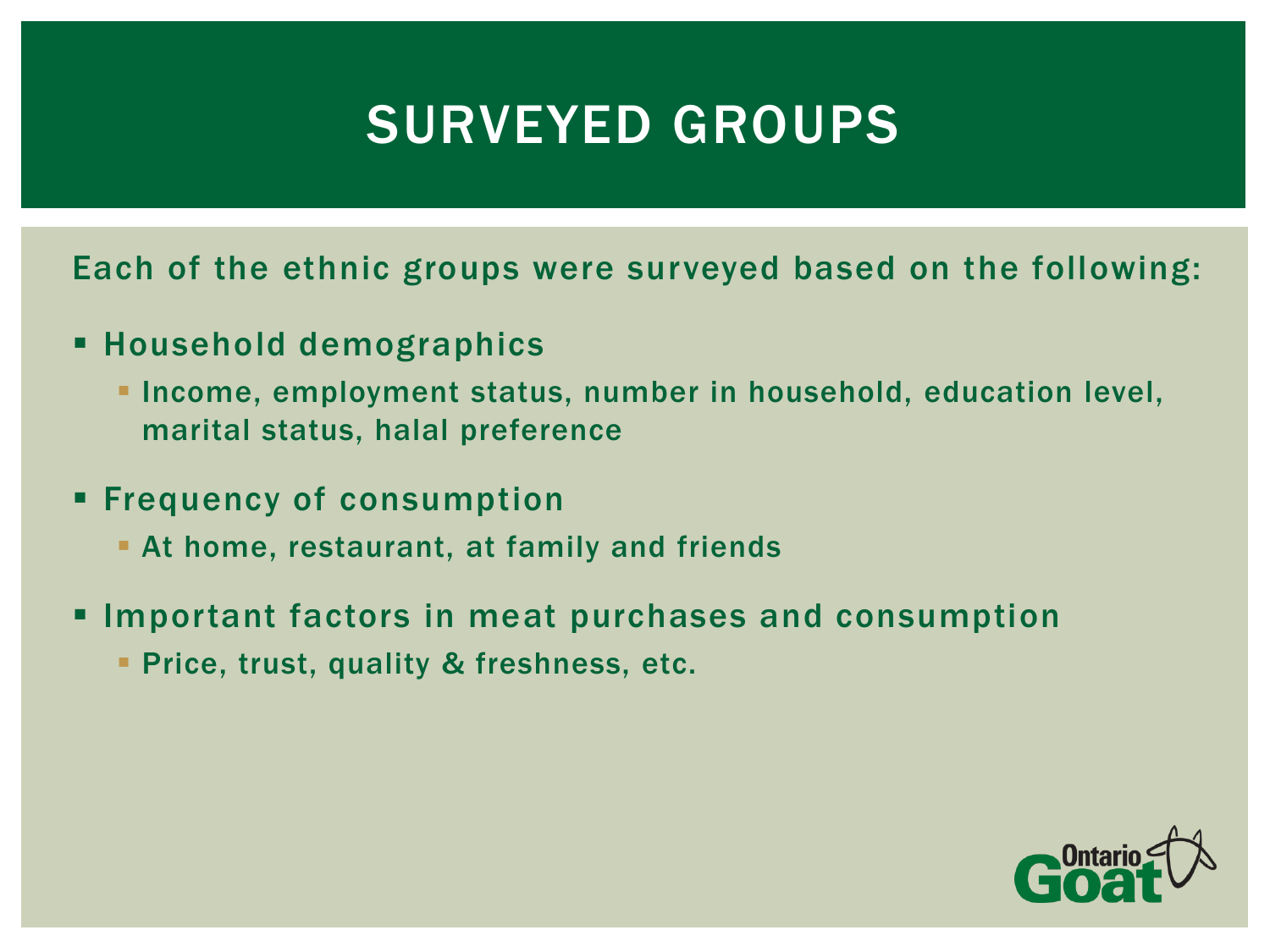# SURVEYED GROUPS

Each of the ethnic groups were surveyed based on the following:

- Household demographics
  - Income, employment status, number in household, education level, marital status, halal preference
- Frequency of consumption
  - At home, restaurant, at family and friends
- Important factors in meat purchases and consumption
  - Price, trust, quality & freshness, etc.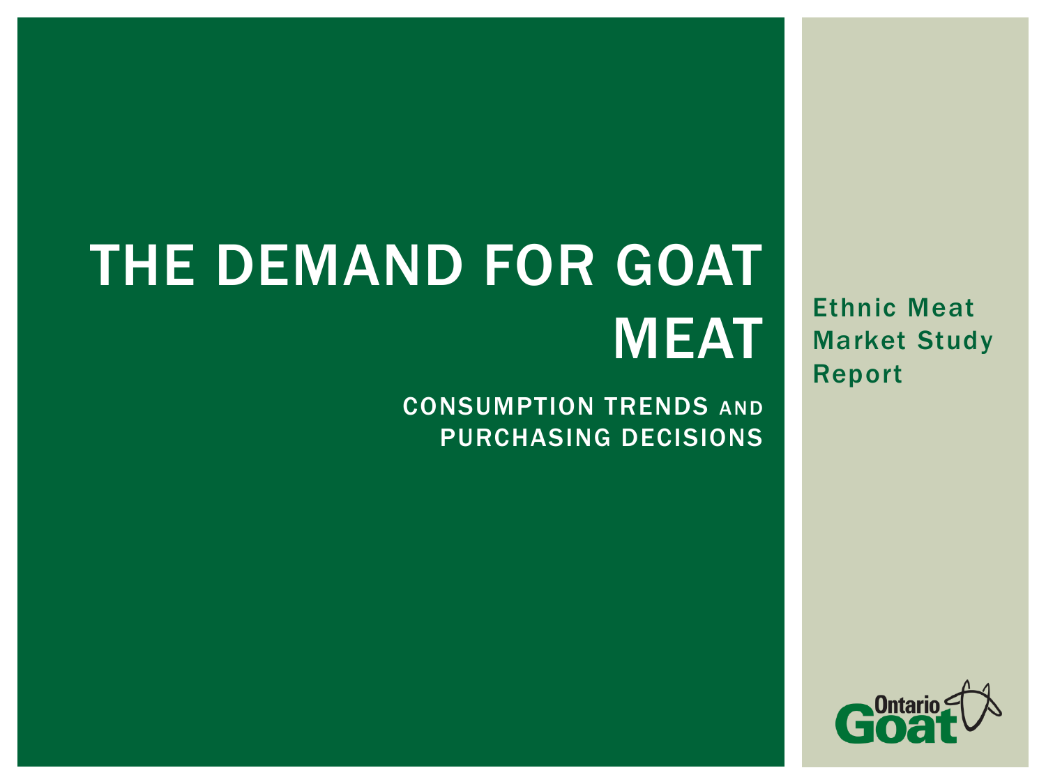# THE DEMAND FOR GOAT MEAT

## CONSUMPTION TRENDS AND PURCHASING DECISIONS

Ethnic Meat Market Study Report

Ontario Goat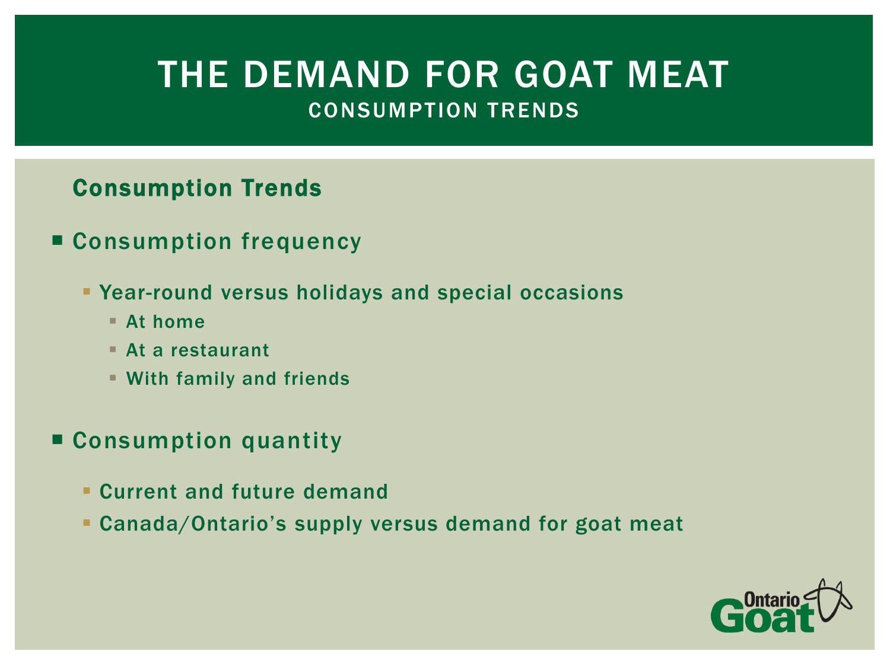# THE DEMAND FOR GOAT MEAT

## CONSUMPTION TRENDS

### Consumption Trends

- Consumption frequency
  - Year-round versus holidays and special occasions
    - At home
    - At a restaurant
    - With family and friends
- Consumption quantity
  - Current and future demand
  - Canada/Ontario's supply versus demand for goat meat

Ontario Goat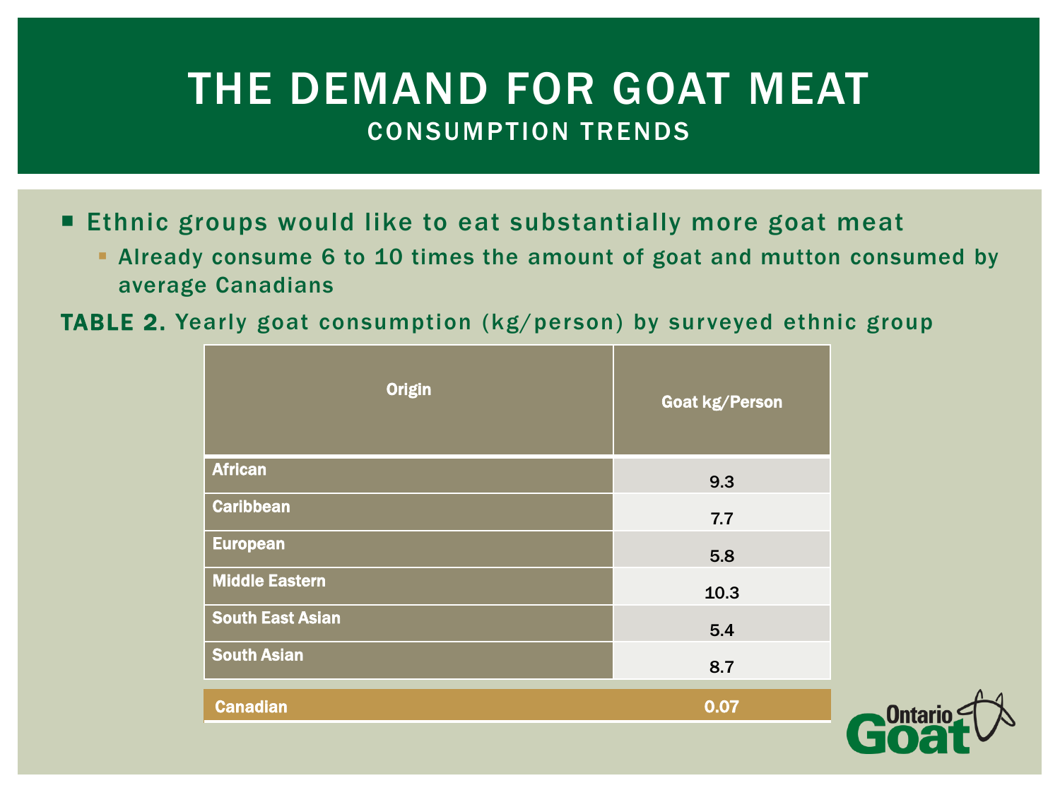# THE DEMAND FOR GOAT MEAT

## CONSUMPTION TRENDS

- Ethnic groups would like to eat substantially more goat meat
  - Already consume 6 to 10 times the amount of goat and mutton consumed by average Canadians

**TABLE 2.** Yearly goat consumption (kg/person) by surveyed ethnic group

| Origin | Goat kg/Person |
|---|---|
| African | 9.3 |
| Caribbean | 7.7 |
| European | 5.8 |
| Middle Eastern | 10.3 |
| South East Asian | 5.4 |
| South Asian | 8.7 |
| Canadian | 0.07 |

Ontario Goat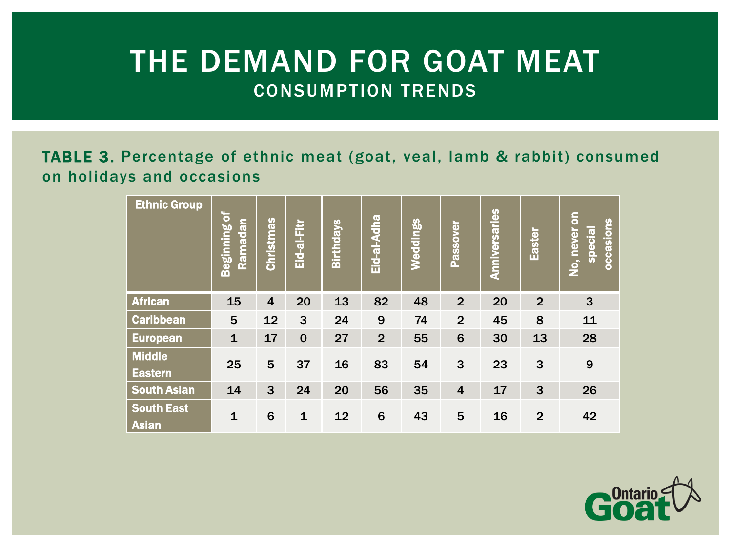# THE DEMAND FOR GOAT MEAT

## CONSUMPTION TRENDS

**TABLE 3.** Percentage of ethnic meat (goat, veal, lamb & rabbit) consumed on holidays and occasions

| Ethnic Group | Beginning of Ramadan | Christmas | Eid-al-Fitr | Birthdays | Eid-al-Adha | Weddings | Passover | Anniversaries | Easter | No, never on special occasions |
|---|---|---|---|---|---|---|---|---|---|---|
| African | 15 | 4 | 20 | 13 | 82 | 48 | 2 | 20 | 2 | 3 |
| Caribbean | 5 | 12 | 3 | 24 | 9 | 74 | 2 | 45 | 8 | 11 |
| European | 1 | 17 | 0 | 27 | 2 | 55 | 6 | 30 | 13 | 28 |
| Middle Eastern | 25 | 5 | 37 | 16 | 83 | 54 | 3 | 23 | 3 | 9 |
| South Asian | 14 | 3 | 24 | 20 | 56 | 35 | 4 | 17 | 3 | 26 |
| South East Asian | 1 | 6 | 1 | 12 | 6 | 43 | 5 | 16 | 2 | 42 |

Ontario Goat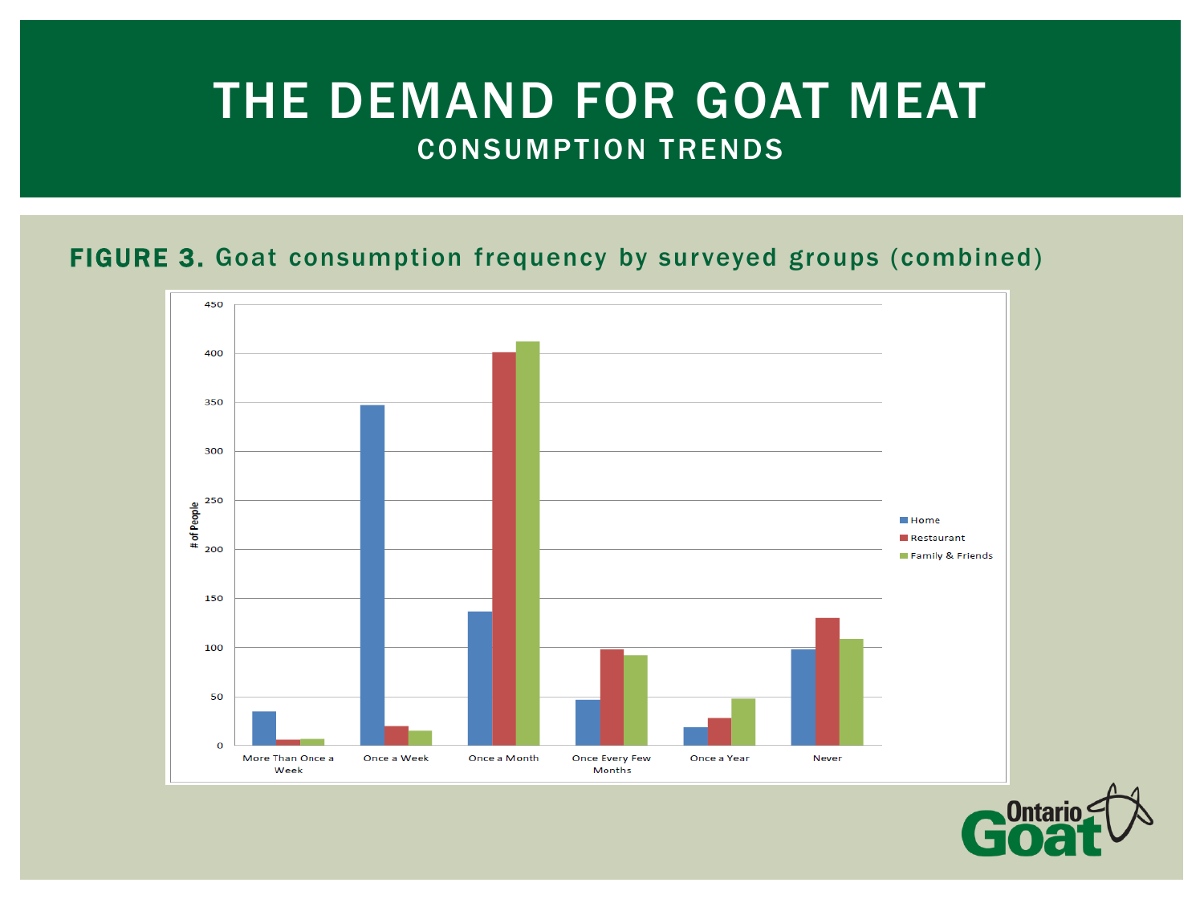# THE DEMAND FOR GOAT MEAT

## CONSUMPTION TRENDS

**FIGURE 3.** Goat consumption frequency by surveyed groups (combined)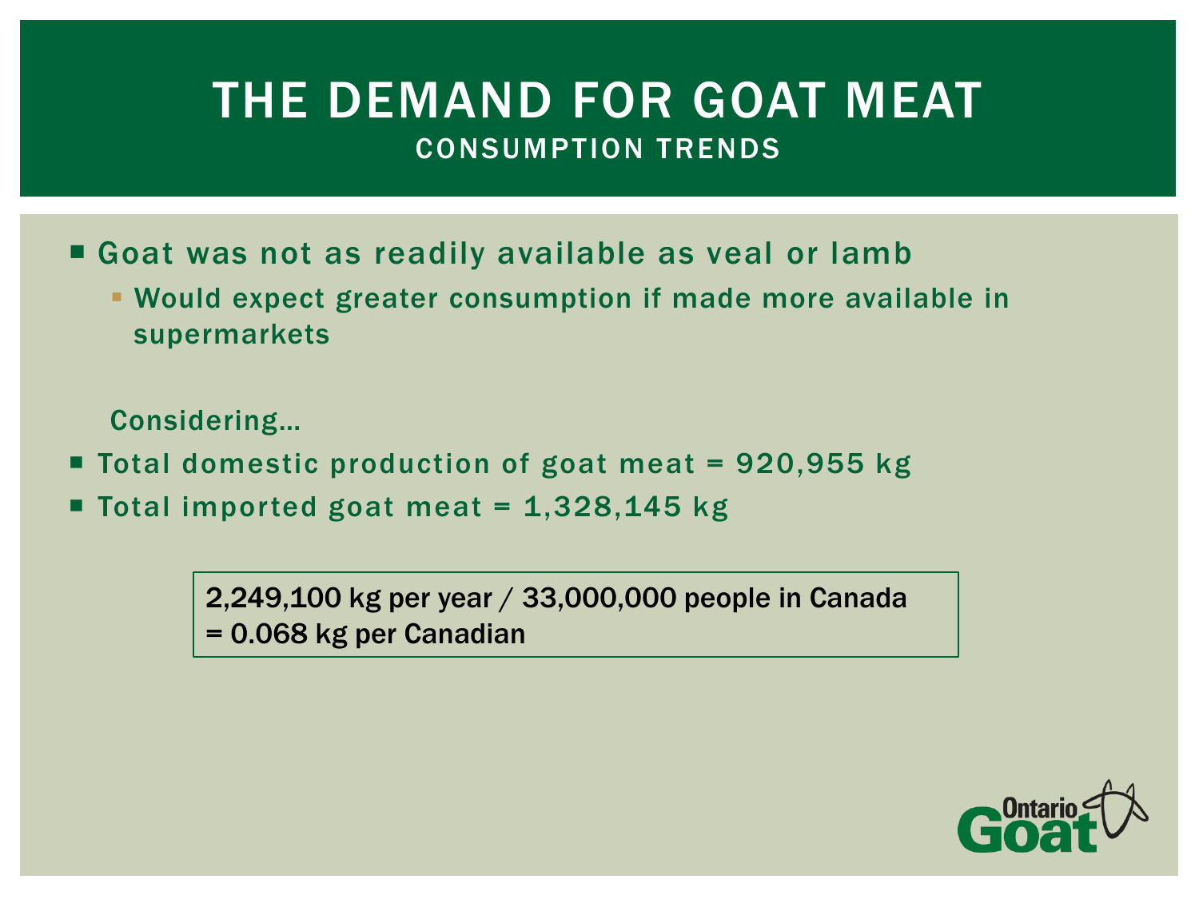# THE DEMAND FOR GOAT MEAT

## CONSUMPTION TRENDS

- Goat was not as readily available as veal or lamb
  - Would expect greater consumption if made more available in supermarkets

Considering…

- Total domestic production of goat meat = 920,955 kg
- Total imported goat meat = 1,328,145 kg

> 2,249,100 kg per year / 33,000,000 people in Canada
> = 0.068 kg per Canadian

Ontario Goat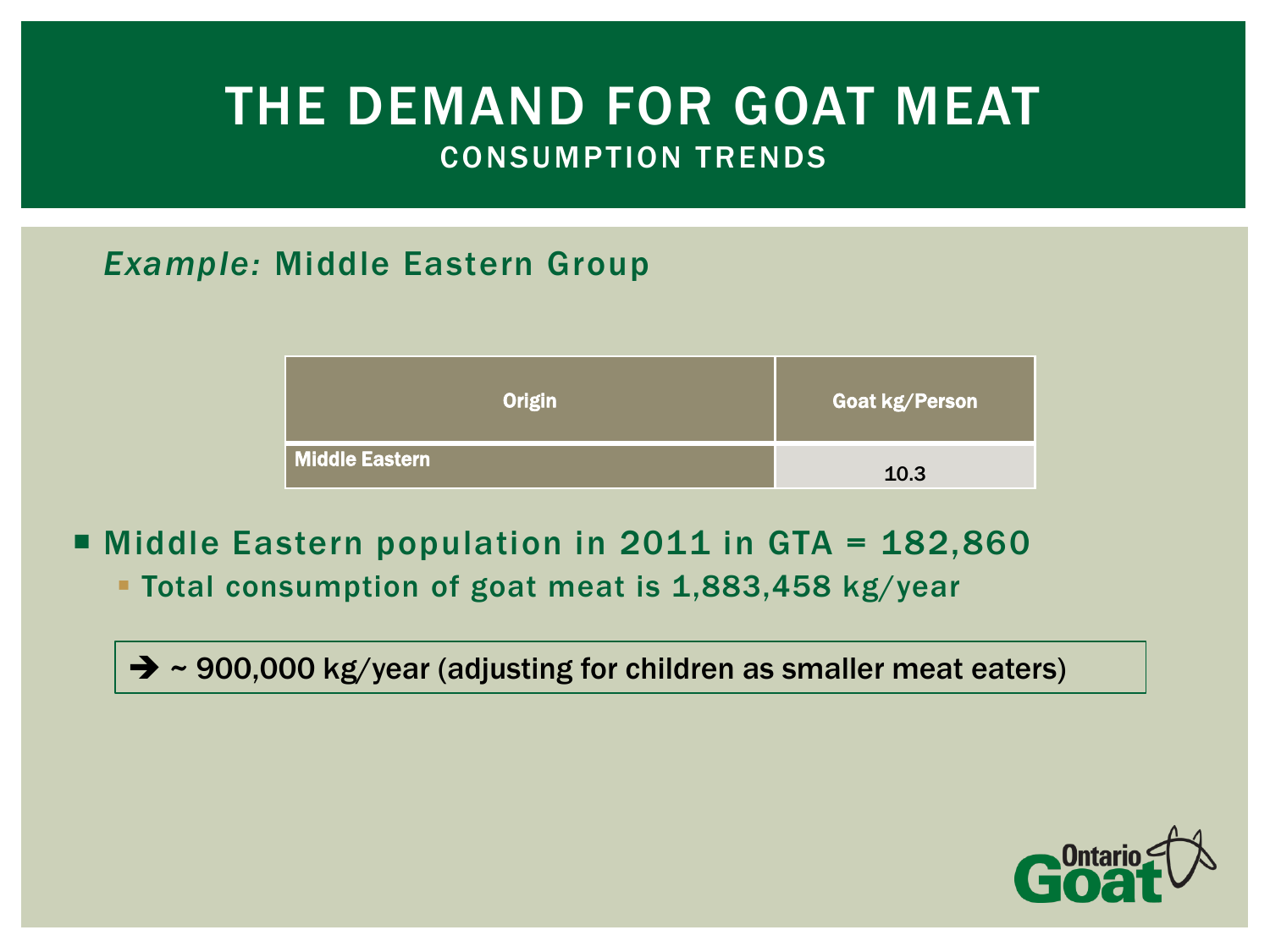# THE DEMAND FOR GOAT MEAT

## CONSUMPTION TRENDS

*Example:* Middle Eastern Group

| Origin | Goat kg/Person |
|---|---|
| Middle Eastern | 10.3 |

- Middle Eastern population in 2011 in GTA = 182,860
  - Total consumption of goat meat is 1,883,458 kg/year

➔ ~ 900,000 kg/year (adjusting for children as smaller meat eaters)

Ontario Goat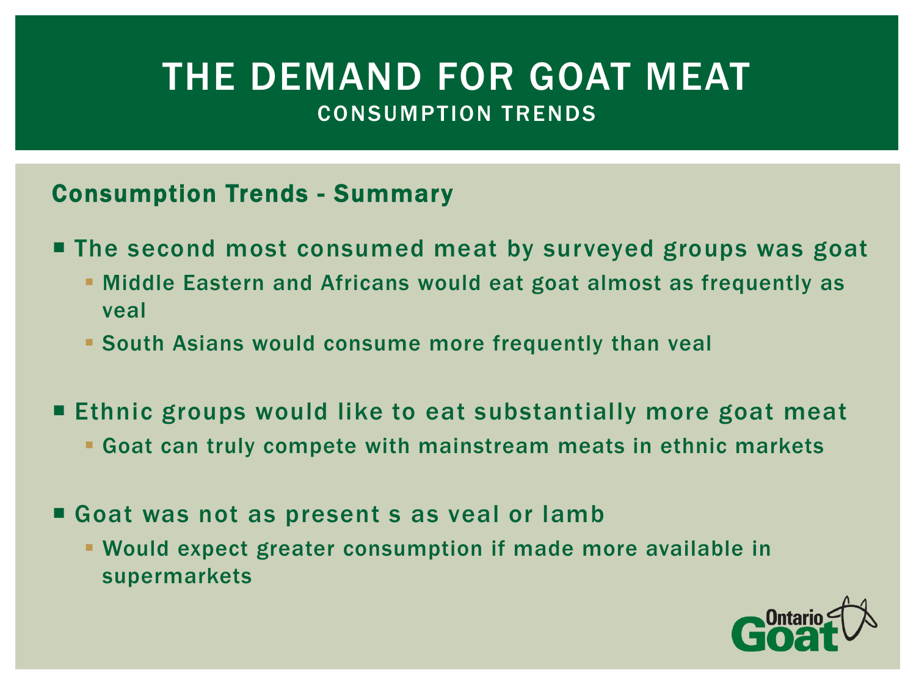# THE DEMAND FOR GOAT MEAT

## CONSUMPTION TRENDS

### Consumption Trends - Summary

- The second most consumed meat by surveyed groups was goat
  - Middle Eastern and Africans would eat goat almost as frequently as veal
  - South Asians would consume more frequently than veal
- Ethnic groups would like to eat substantially more goat meat
  - Goat can truly compete with mainstream meats in ethnic markets
- Goat was not as present s as veal or lamb
  - Would expect greater consumption if made more available in supermarkets

Ontario Goat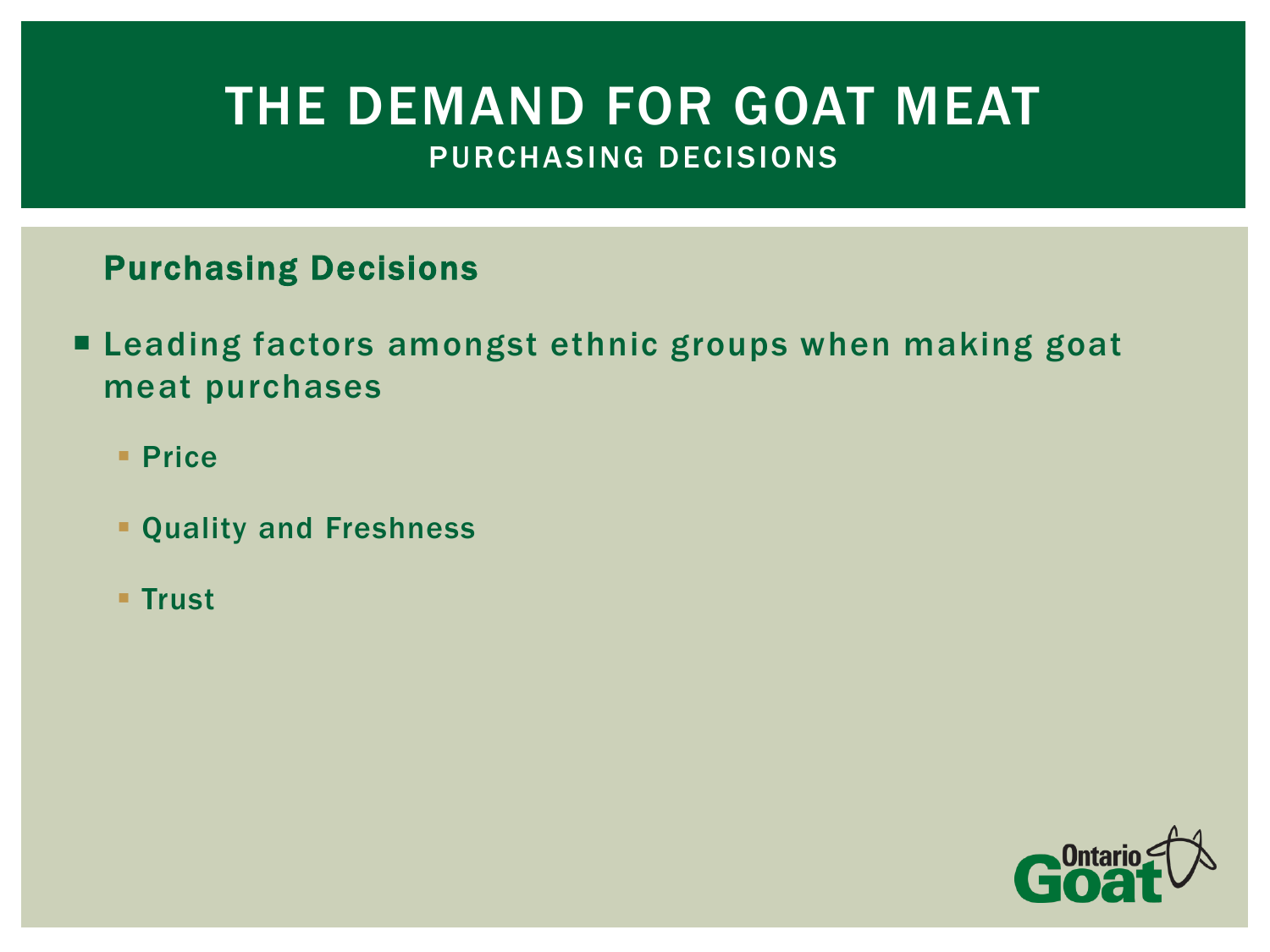# THE DEMAND FOR GOAT MEAT

## PURCHASING DECISIONS

### Purchasing Decisions

- Leading factors amongst ethnic groups when making goat meat purchases
  - Price
  - Quality and Freshness
  - Trust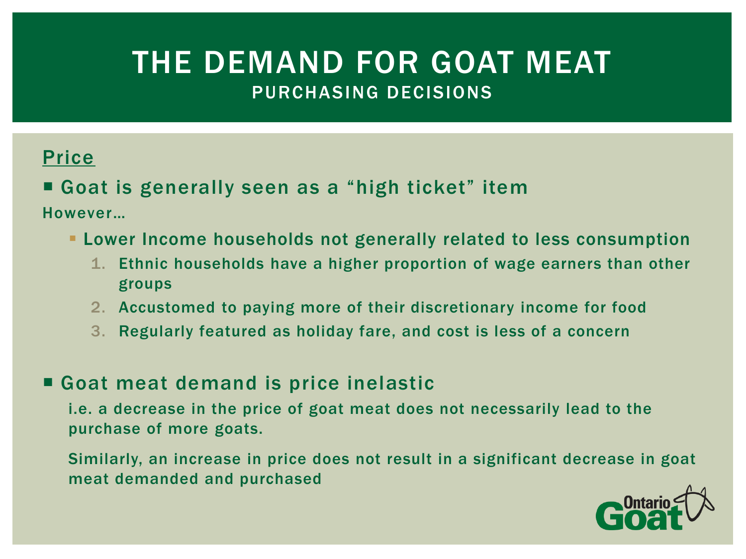# THE DEMAND FOR GOAT MEAT

## PURCHASING DECISIONS

### Price

- Goat is generally seen as a "high ticket" item

However…

- Lower Income households not generally related to less consumption
  1. Ethnic households have a higher proportion of wage earners than other groups
  2. Accustomed to paying more of their discretionary income for food
  3. Regularly featured as holiday fare, and cost is less of a concern

- Goat meat demand is price inelastic

  i.e. a decrease in the price of goat meat does not necessarily lead to the purchase of more goats.

  Similarly, an increase in price does not result in a significant decrease in goat meat demanded and purchased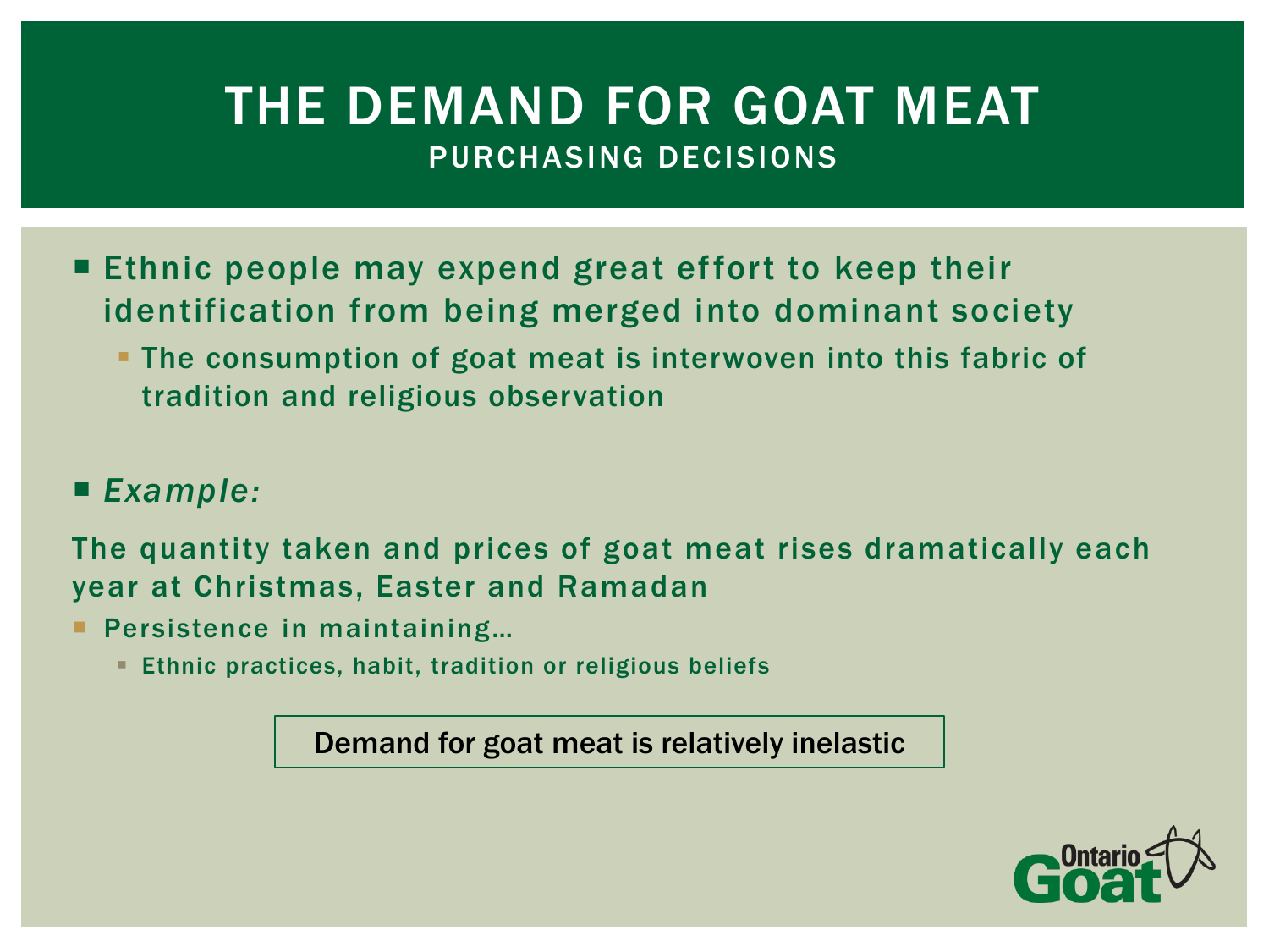# THE DEMAND FOR GOAT MEAT

## PURCHASING DECISIONS

- Ethnic people may expend great effort to keep their identification from being merged into dominant society
  - The consumption of goat meat is interwoven into this fabric of tradition and religious observation

- *Example:*

The quantity taken and prices of goat meat rises dramatically each year at Christmas, Easter and Ramadan

- Persistence in maintaining…
  - Ethnic practices, habit, tradition or religious beliefs

Demand for goat meat is relatively inelastic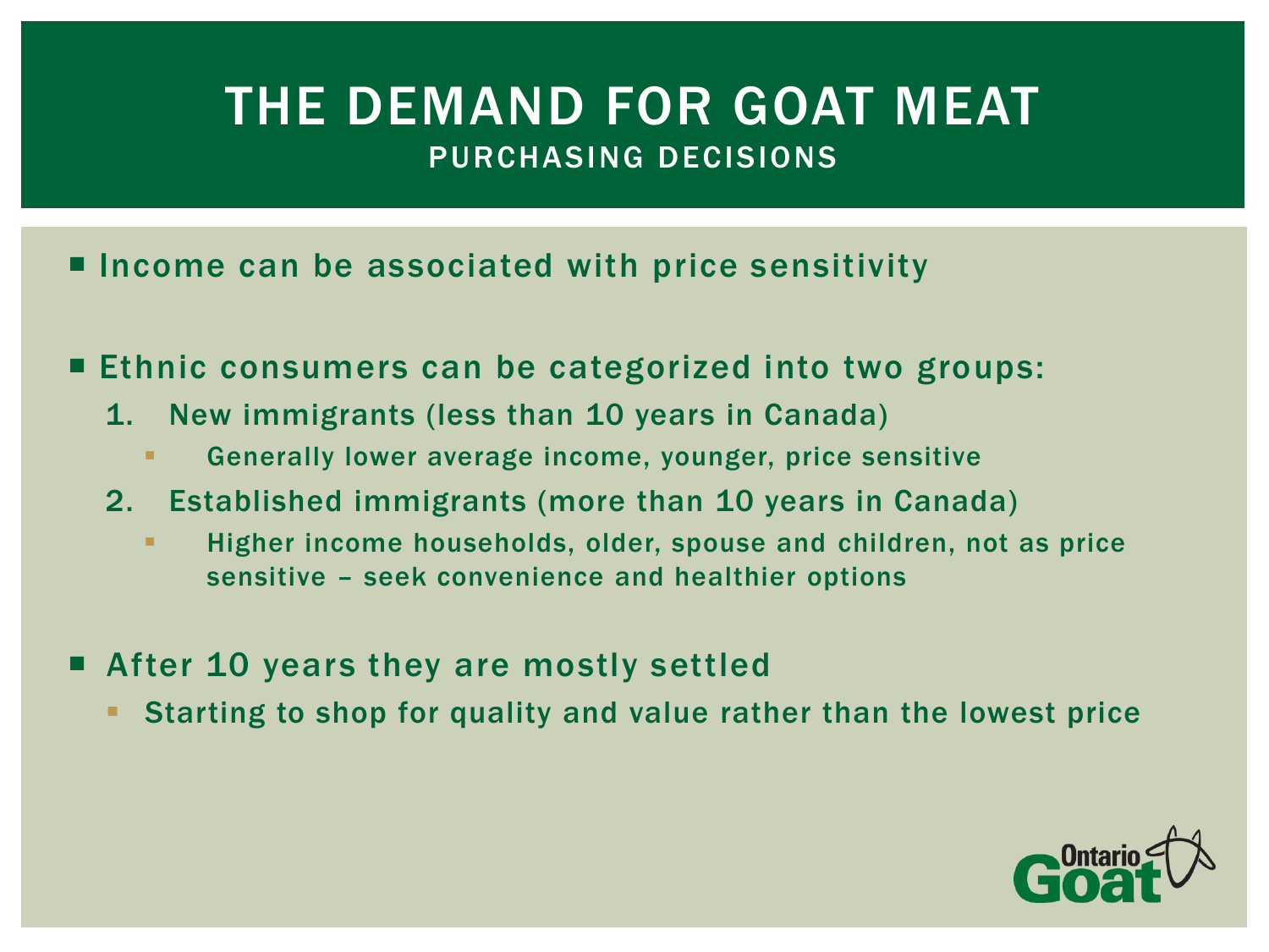# THE DEMAND FOR GOAT MEAT

## PURCHASING DECISIONS

- Income can be associated with price sensitivity
- Ethnic consumers can be categorized into two groups:
  1. New immigrants (less than 10 years in Canada)
     - Generally lower average income, younger, price sensitive
  2. Established immigrants (more than 10 years in Canada)
     - Higher income households, older, spouse and children, not as price sensitive – seek convenience and healthier options
- After 10 years they are mostly settled
  - Starting to shop for quality and value rather than the lowest price

Ontario Goat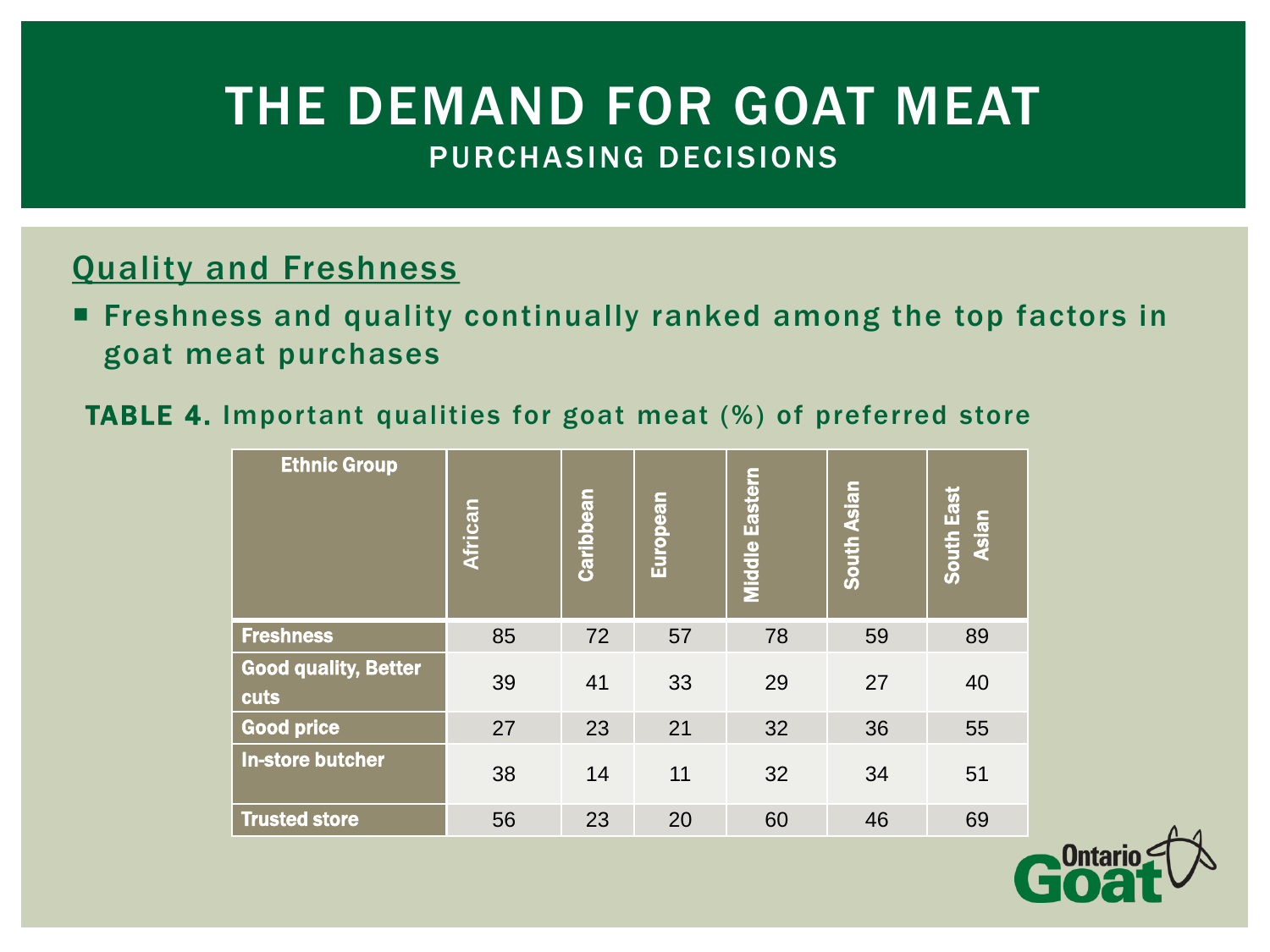# THE DEMAND FOR GOAT MEAT

## PURCHASING DECISIONS

### Quality and Freshness

- Freshness and quality continually ranked among the top factors in goat meat purchases

**TABLE 4.** Important qualities for goat meat (%) of preferred store

| Ethnic Group | African | Caribbean | European | Middle Eastern | South Asian | South East Asian |
|---|---|---|---|---|---|---|
| Freshness | 85 | 72 | 57 | 78 | 59 | 89 |
| Good quality, Better cuts | 39 | 41 | 33 | 29 | 27 | 40 |
| Good price | 27 | 23 | 21 | 32 | 36 | 55 |
| In-store butcher | 38 | 14 | 11 | 32 | 34 | 51 |
| Trusted store | 56 | 23 | 20 | 60 | 46 | 69 |

Ontario Goat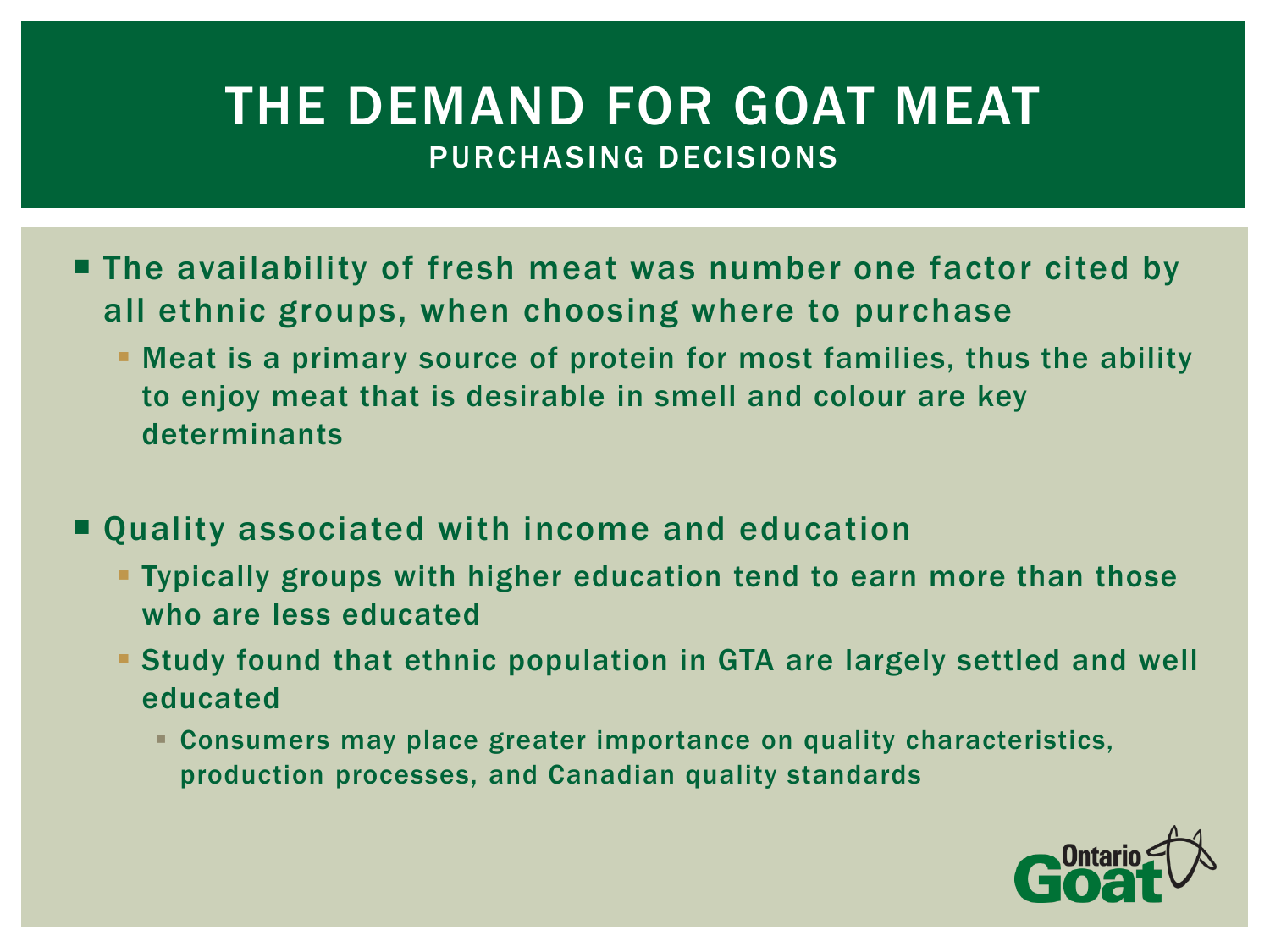# THE DEMAND FOR GOAT MEAT

## PURCHASING DECISIONS

- The availability of fresh meat was number one factor cited by all ethnic groups, when choosing where to purchase
  - Meat is a primary source of protein for most families, thus the ability to enjoy meat that is desirable in smell and colour are key determinants
- Quality associated with income and education
  - Typically groups with higher education tend to earn more than those who are less educated
  - Study found that ethnic population in GTA are largely settled and well educated
    - Consumers may place greater importance on quality characteristics, production processes, and Canadian quality standards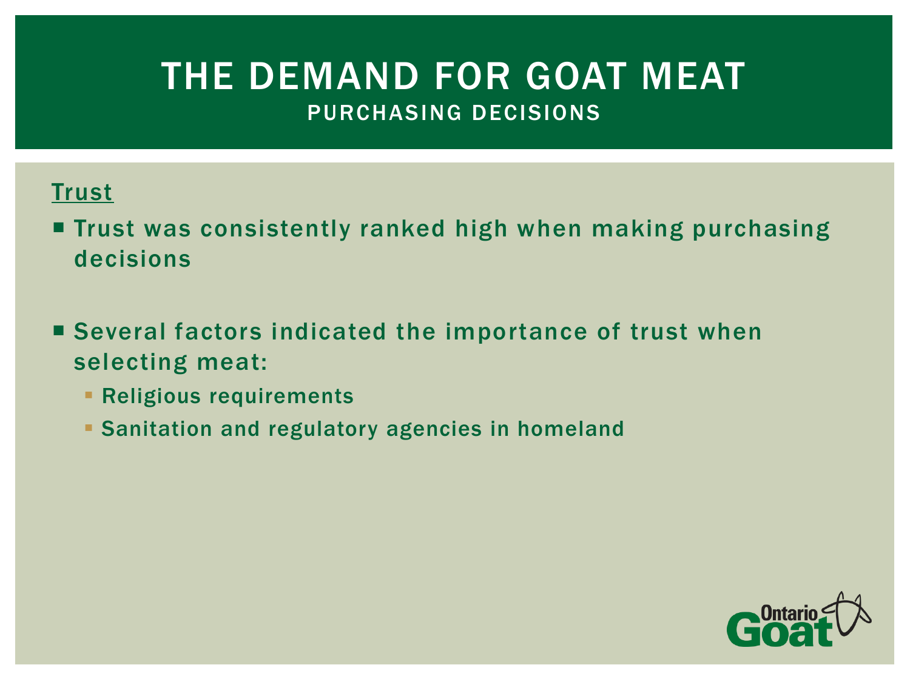# THE DEMAND FOR GOAT MEAT

## PURCHASING DECISIONS

<u>Trust</u>

- Trust was consistently ranked high when making purchasing decisions
- Several factors indicated the importance of trust when selecting meat:
  - Religious requirements
  - Sanitation and regulatory agencies in homeland

Ontario Goat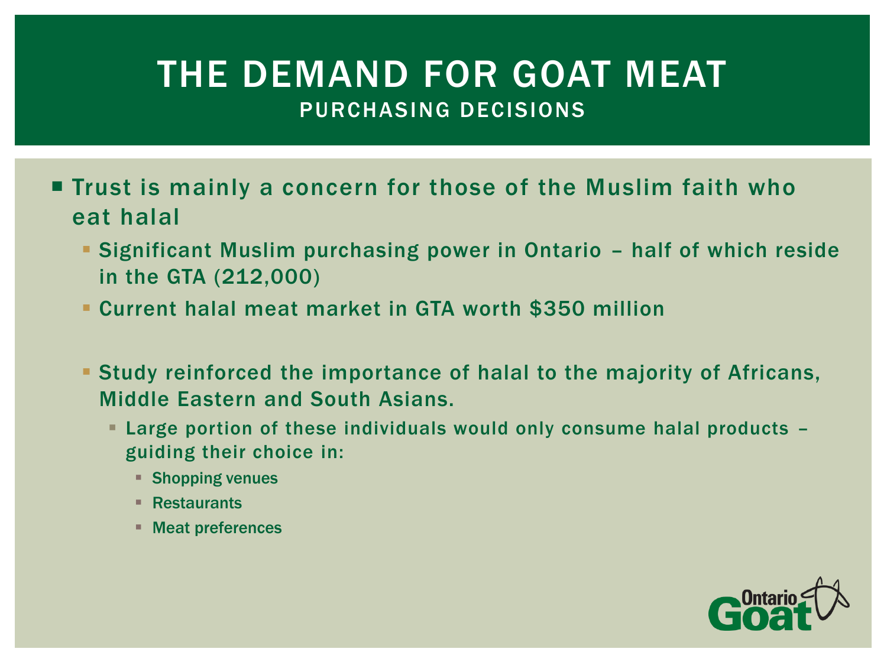# THE DEMAND FOR GOAT MEAT

## PURCHASING DECISIONS

- Trust is mainly a concern for those of the Muslim faith who eat halal
  - Significant Muslim purchasing power in Ontario – half of which reside in the GTA (212,000)
  - Current halal meat market in GTA worth $350 million
  - Study reinforced the importance of halal to the majority of Africans, Middle Eastern and South Asians.
    - Large portion of these individuals would only consume halal products – guiding their choice in:
      - Shopping venues
      - Restaurants
      - Meat preferences

Ontario Goat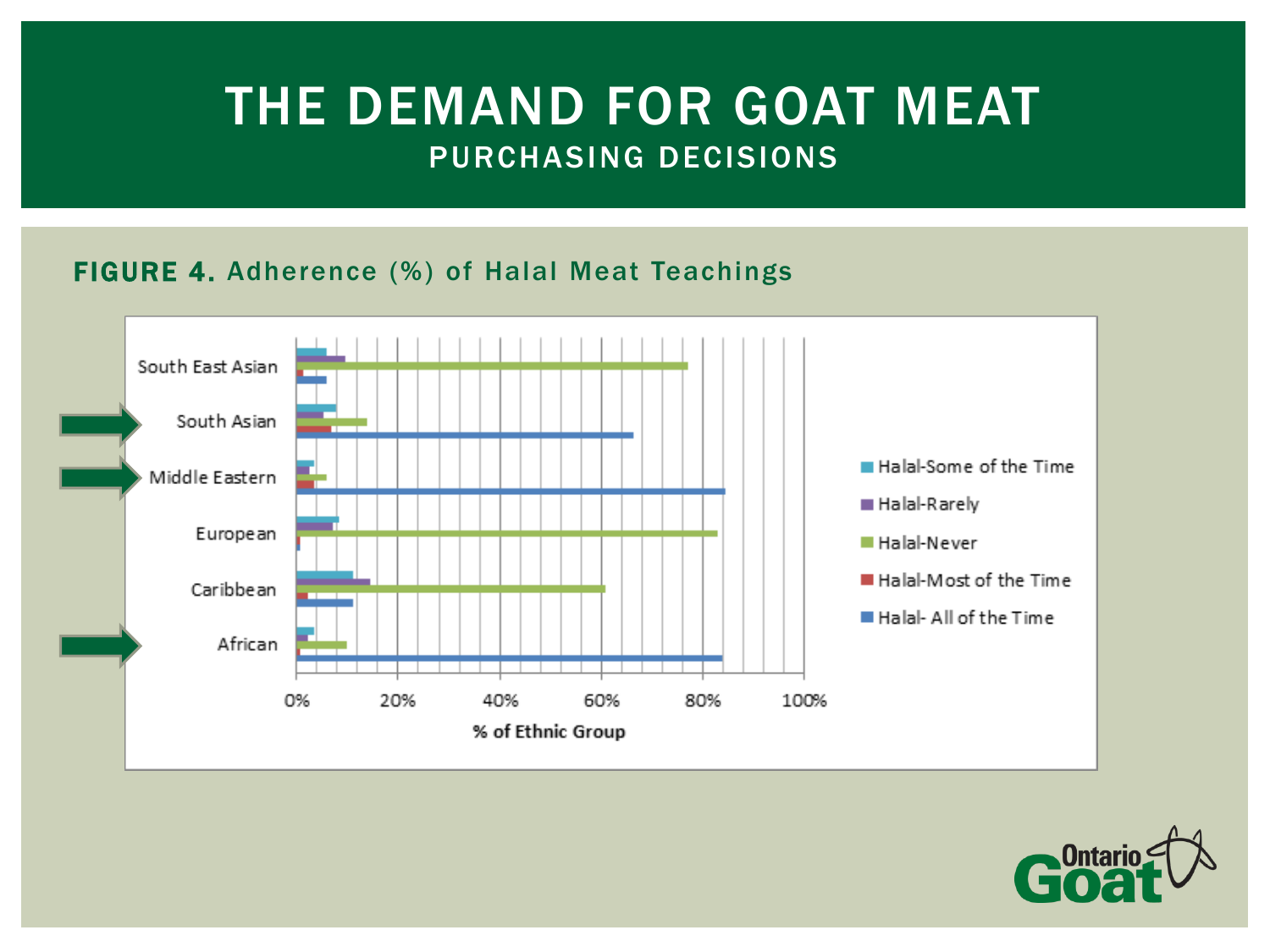# THE DEMAND FOR GOAT MEAT

## PURCHASING DECISIONS

**FIGURE 4.** Adherence (%) of Halal Meat Teachings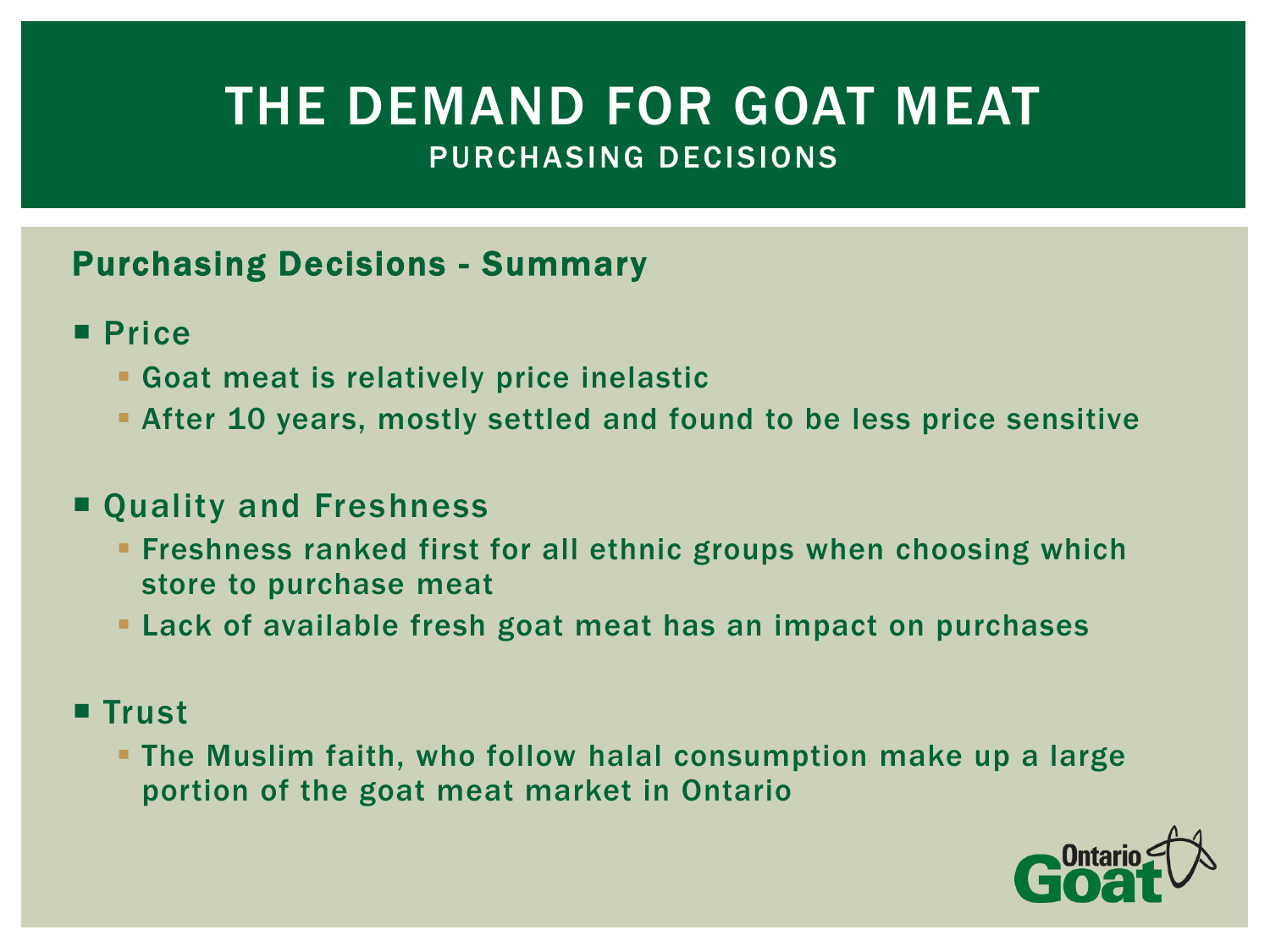# THE DEMAND FOR GOAT MEAT

## PURCHASING DECISIONS

### Purchasing Decisions - Summary

- Price
  - Goat meat is relatively price inelastic
  - After 10 years, mostly settled and found to be less price sensitive
- Quality and Freshness
  - Freshness ranked first for all ethnic groups when choosing which store to purchase meat
  - Lack of available fresh goat meat has an impact on purchases
- Trust
  - The Muslim faith, who follow halal consumption make up a large portion of the goat meat market in Ontario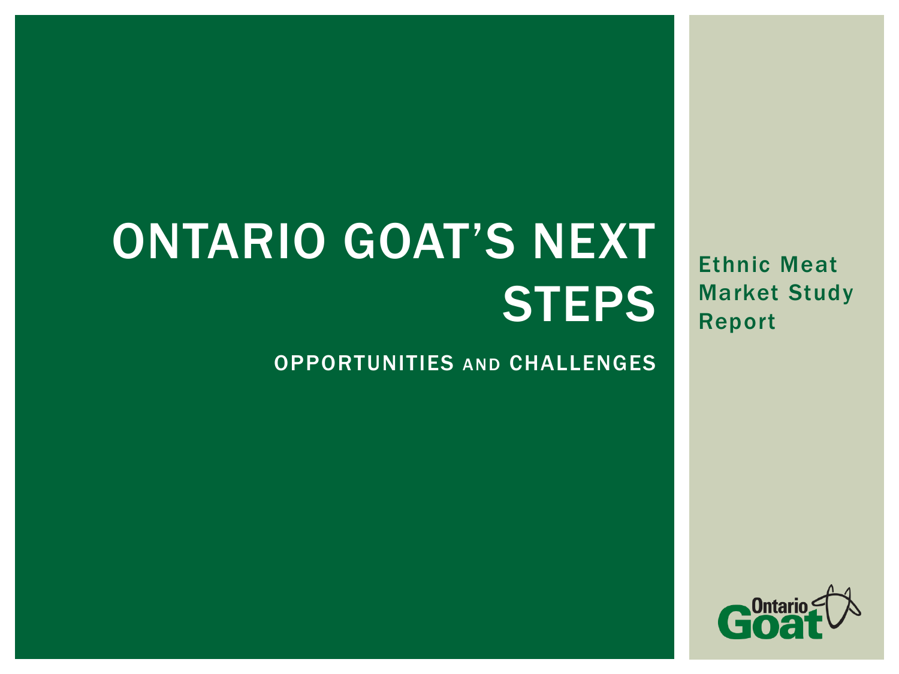# ONTARIO GOAT'S NEXT STEPS

## OPPORTUNITIES AND CHALLENGES

Ethnic Meat Market Study Report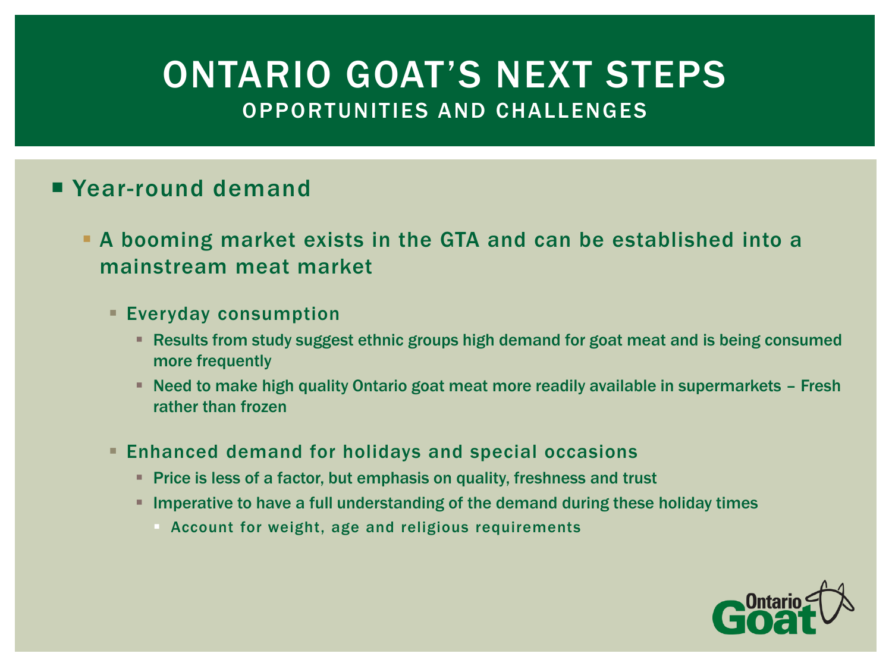# ONTARIO GOAT'S NEXT STEPS

## OPPORTUNITIES AND CHALLENGES

- Year-round demand
  - A booming market exists in the GTA and can be established into a mainstream meat market
    - Everyday consumption
      - Results from study suggest ethnic groups high demand for goat meat and is being consumed more frequently
      - Need to make high quality Ontario goat meat more readily available in supermarkets – Fresh rather than frozen
    - Enhanced demand for holidays and special occasions
      - Price is less of a factor, but emphasis on quality, freshness and trust
      - Imperative to have a full understanding of the demand during these holiday times
        - Account for weight, age and religious requirements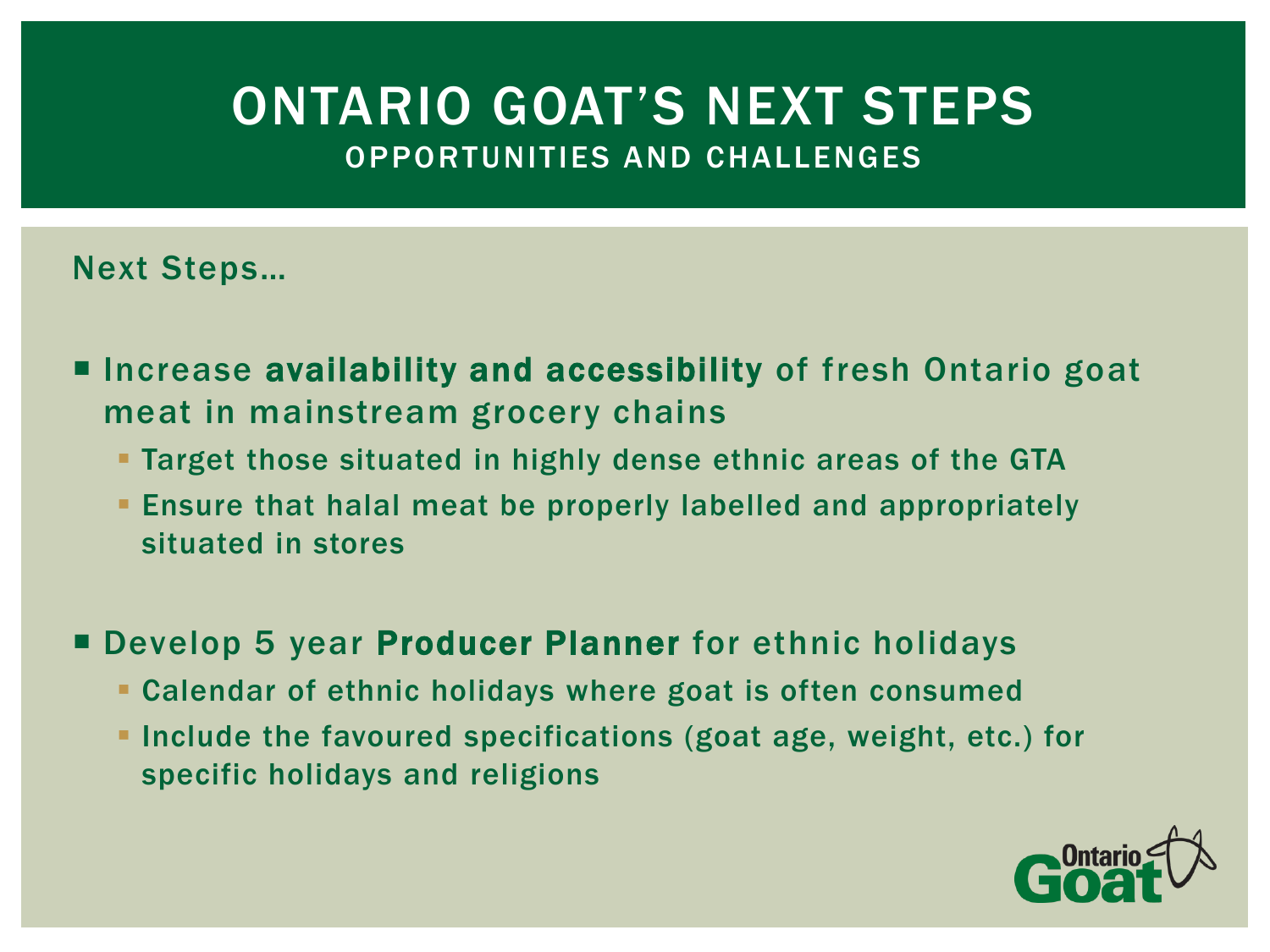# ONTARIO GOAT'S NEXT STEPS

## OPPORTUNITIES AND CHALLENGES

Next Steps…

- Increase **availability and accessibility** of fresh Ontario goat meat in mainstream grocery chains
  - Target those situated in highly dense ethnic areas of the GTA
  - Ensure that halal meat be properly labelled and appropriately situated in stores
- Develop 5 year **Producer Planner** for ethnic holidays
  - Calendar of ethnic holidays where goat is often consumed
  - Include the favoured specifications (goat age, weight, etc.) for specific holidays and religions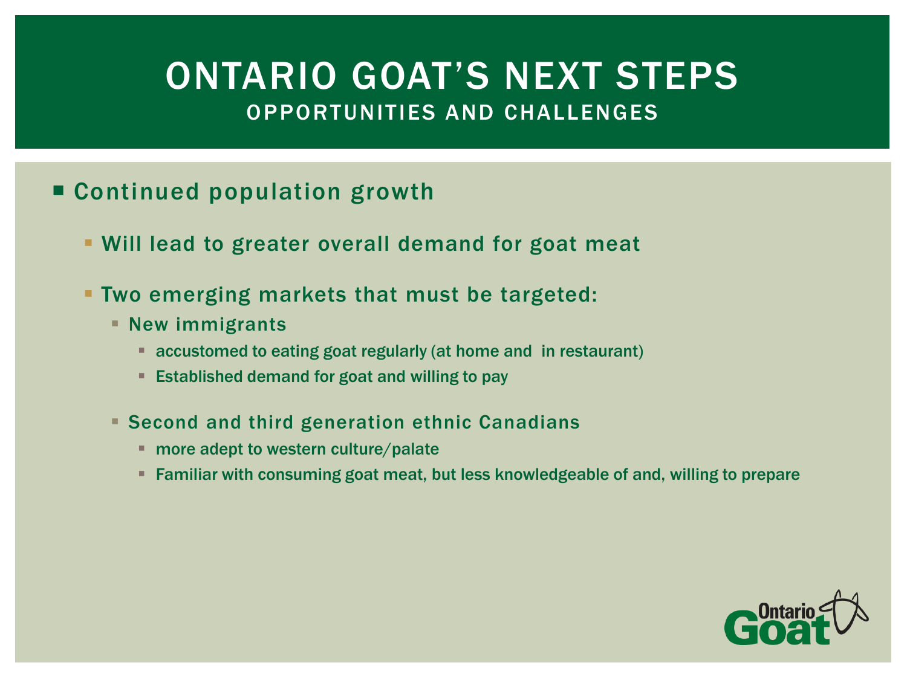# ONTARIO GOAT'S NEXT STEPS

## OPPORTUNITIES AND CHALLENGES

- Continued population growth
  - Will lead to greater overall demand for goat meat
  - Two emerging markets that must be targeted:
    - New immigrants
      - accustomed to eating goat regularly (at home and  in restaurant)
      - Established demand for goat and willing to pay
    - Second and third generation ethnic Canadians
      - more adept to western culture/palate
      - Familiar with consuming goat meat, but less knowledgeable of and, willing to prepare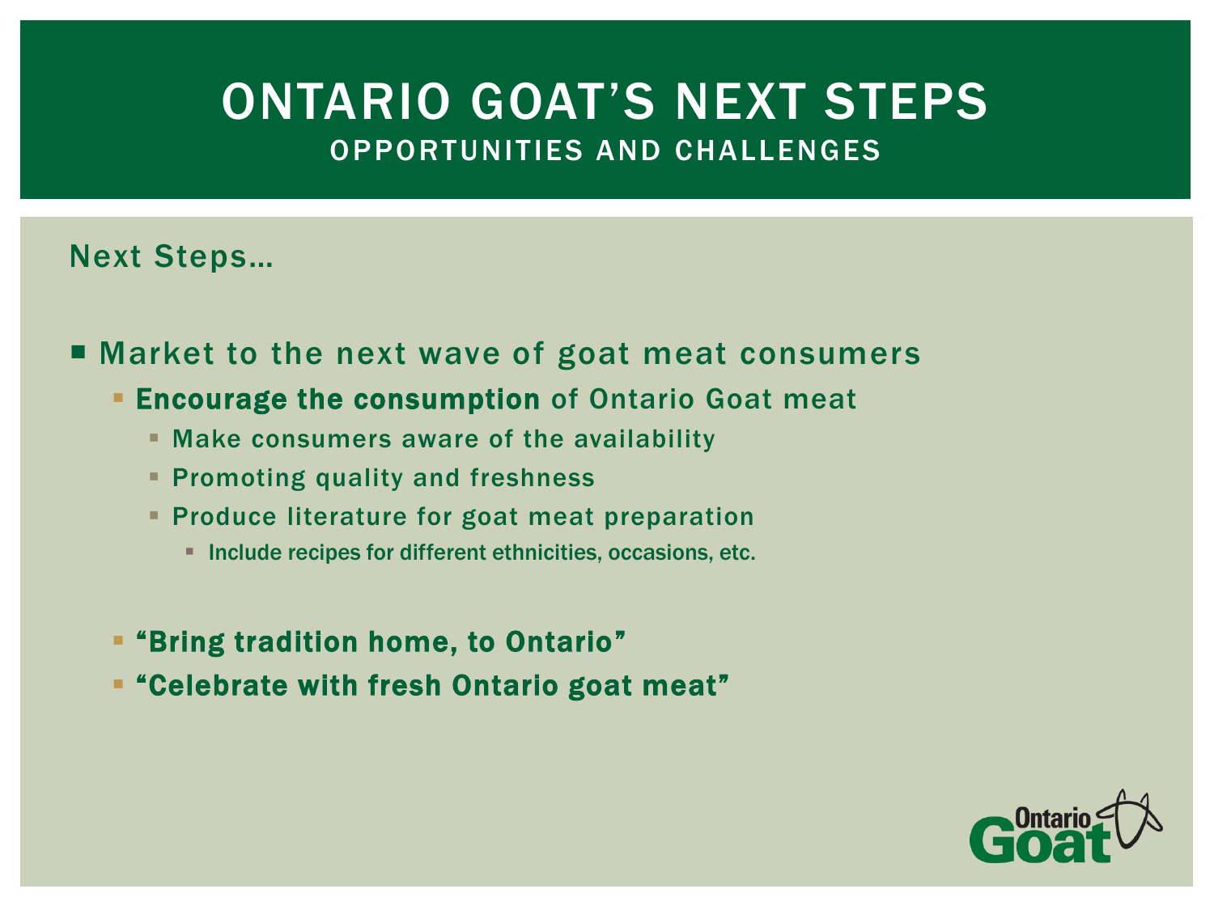# ONTARIO GOAT'S NEXT STEPS

## OPPORTUNITIES AND CHALLENGES

Next Steps…

- Market to the next wave of goat meat consumers
  - **Encourage the consumption** of Ontario Goat meat
    - Make consumers aware of the availability
    - Promoting quality and freshness
    - Produce literature for goat meat preparation
      - Include recipes for different ethnicities, occasions, etc.
  - **"Bring tradition home, to Ontario"**
  - **"Celebrate with fresh Ontario goat meat"**

Ontario Goat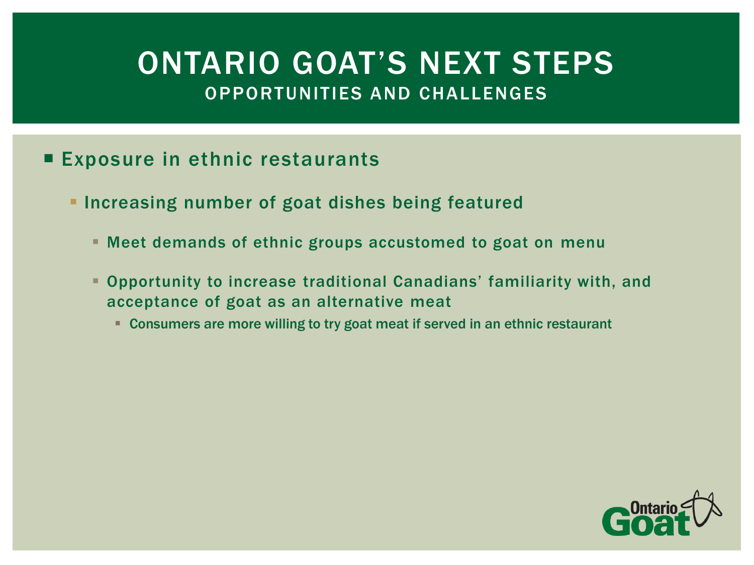# ONTARIO GOAT'S NEXT STEPS

## OPPORTUNITIES AND CHALLENGES

- Exposure in ethnic restaurants
  - Increasing number of goat dishes being featured
    - Meet demands of ethnic groups accustomed to goat on menu
    - Opportunity to increase traditional Canadians' familiarity with, and acceptance of goat as an alternative meat
      - Consumers are more willing to try goat meat if served in an ethnic restaurant

Ontario Goat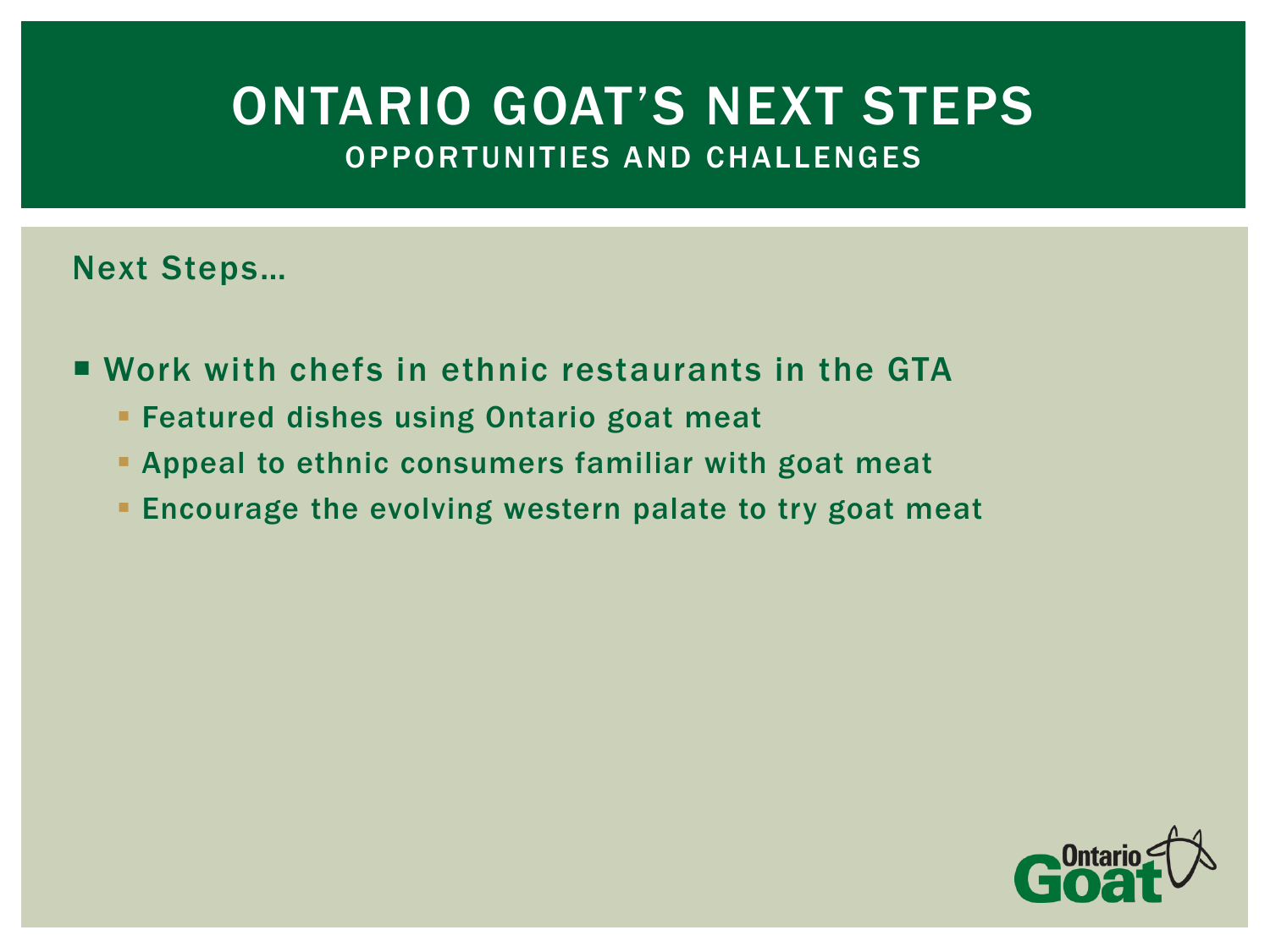# ONTARIO GOAT'S NEXT STEPS

## OPPORTUNITIES AND CHALLENGES

Next Steps…

- Work with chefs in ethnic restaurants in the GTA
  - Featured dishes using Ontario goat meat
  - Appeal to ethnic consumers familiar with goat meat
  - Encourage the evolving western palate to try goat meat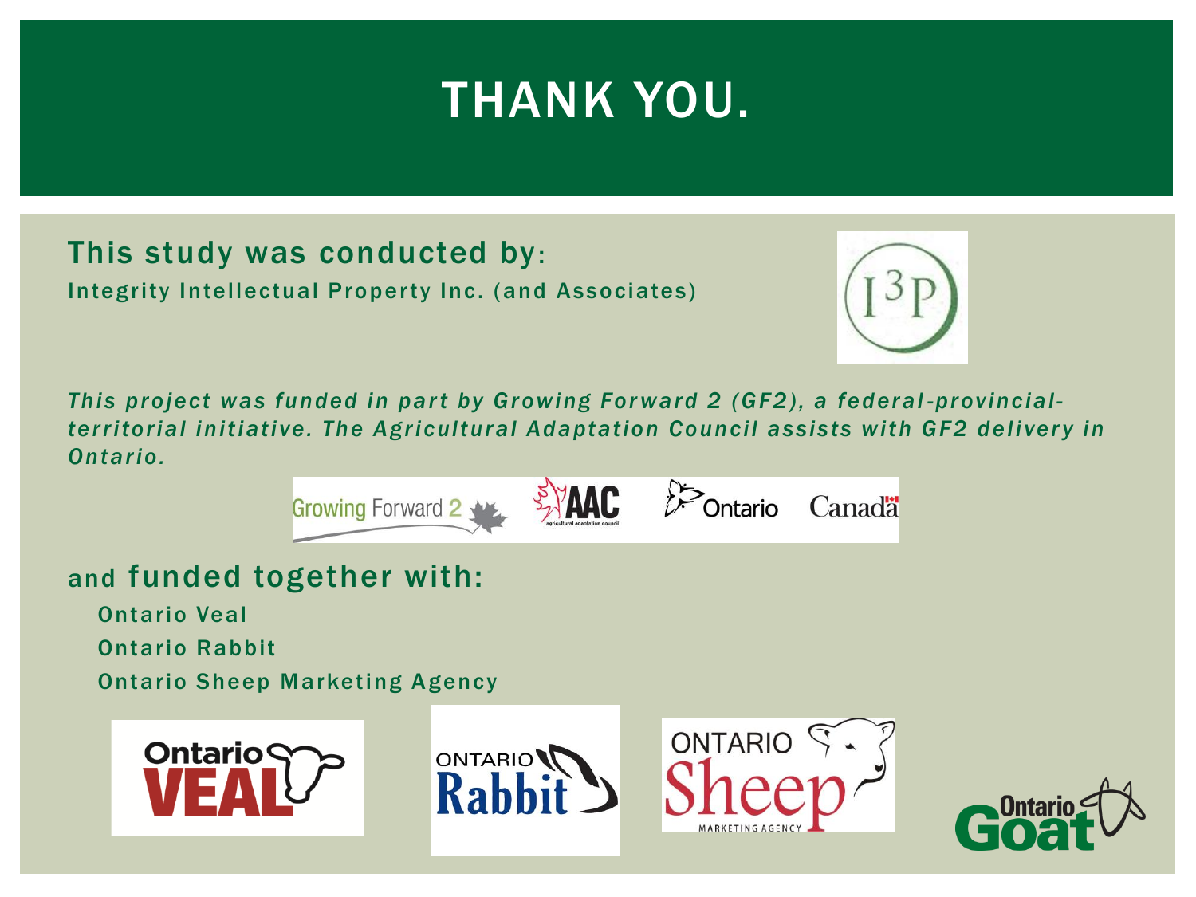# THANK YOU.

## This study was conducted by:

Integrity Intellectual Property Inc. (and Associates)

*This project was funded in part by Growing Forward 2 (GF2), a federal-provincial-territorial initiative. The Agricultural Adaptation Council assists with GF2 delivery in Ontario.*

## and funded together with:

- Ontario Veal
- Ontario Rabbit
- Ontario Sheep Marketing Agency